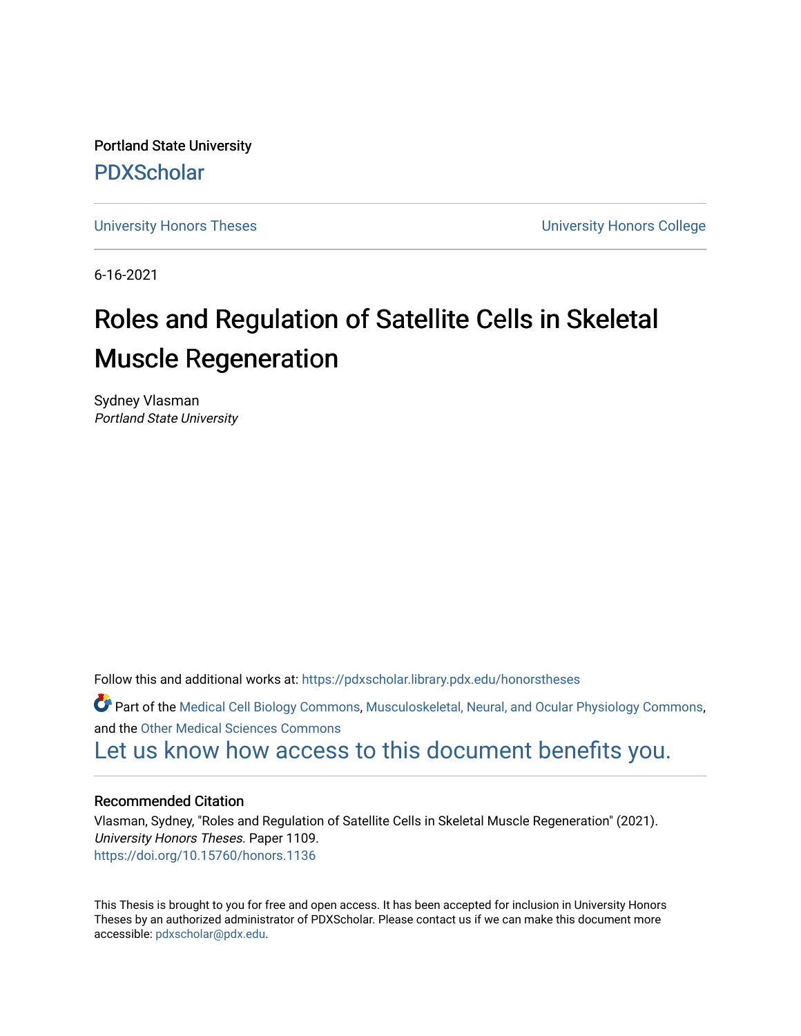Portland State University

PDXScholar

University Honors Theses | University Honors College

6-16-2021

# Roles and Regulation of Satellite Cells in Skeletal Muscle Regeneration

Sydney Vlasman
*Portland State University*

Follow this and additional works at: https://pdxscholar.library.pdx.edu/honorstheses

Part of the Medical Cell Biology Commons, Musculoskeletal, Neural, and Ocular Physiology Commons, and the Other Medical Sciences Commons

Let us know how access to this document benefits you.

### Recommended Citation

Vlasman, Sydney, "Roles and Regulation of Satellite Cells in Skeletal Muscle Regeneration" (2021). *University Honors Theses.* Paper 1109.
https://doi.org/10.15760/honors.1136

This Thesis is brought to you for free and open access. It has been accepted for inclusion in University Honors Theses by an authorized administrator of PDXScholar. Please contact us if we can make this document more accessible: pdxscholar@pdx.edu.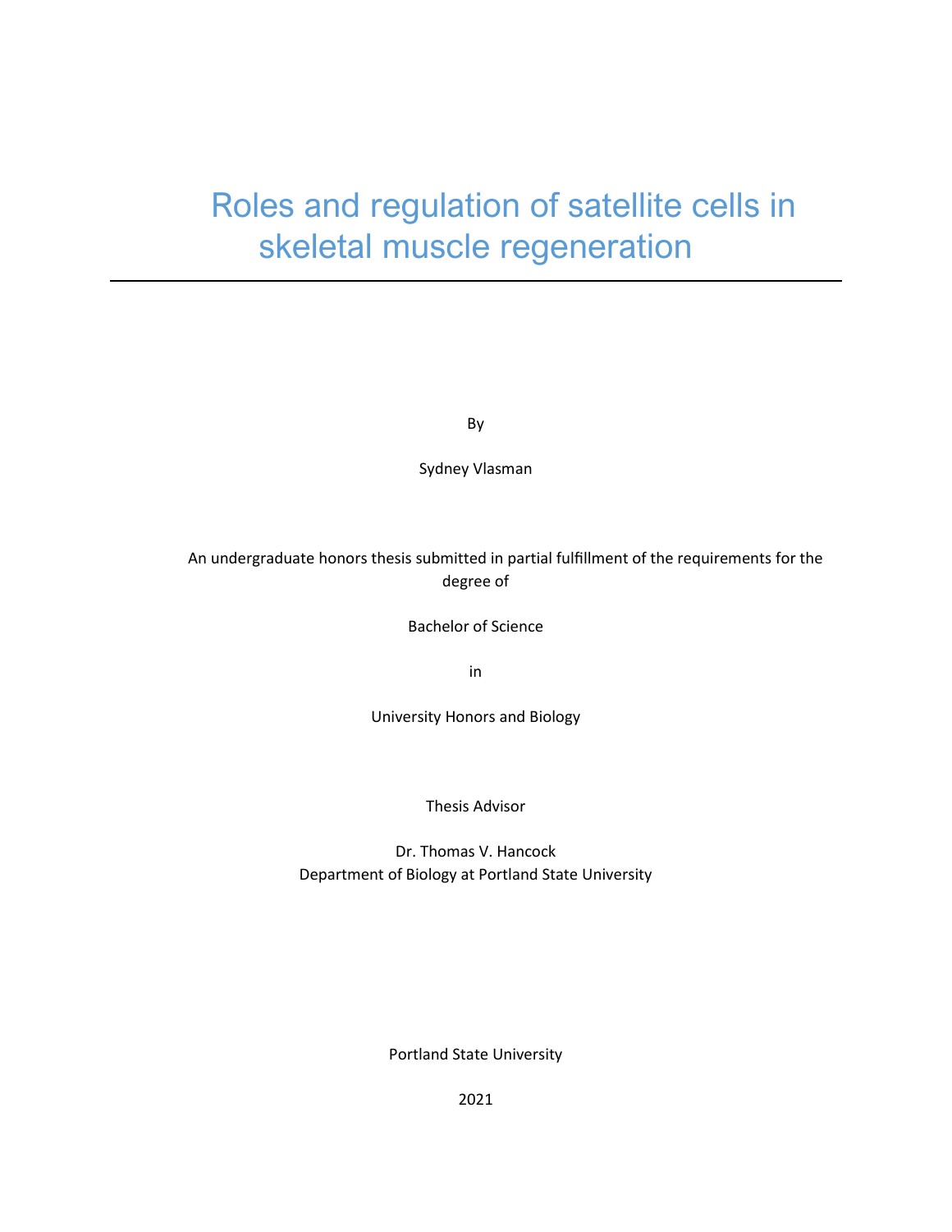# Roles and regulation of satellite cells in skeletal muscle regeneration

---

By

Sydney Vlasman

An undergraduate honors thesis submitted in partial fulfillment of the requirements for the degree of

Bachelor of Science

in

University Honors and Biology

Thesis Advisor

Dr. Thomas V. Hancock
Department of Biology at Portland State University

Portland State University

2021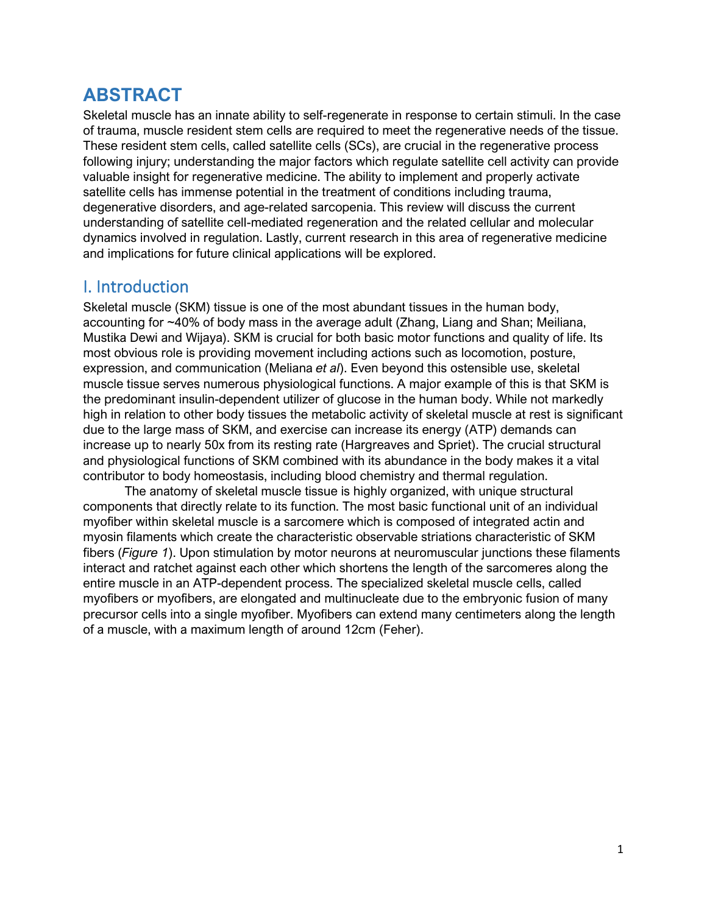# ABSTRACT

Skeletal muscle has an innate ability to self-regenerate in response to certain stimuli. In the case of trauma, muscle resident stem cells are required to meet the regenerative needs of the tissue. These resident stem cells, called satellite cells (SCs), are crucial in the regenerative process following injury; understanding the major factors which regulate satellite cell activity can provide valuable insight for regenerative medicine. The ability to implement and properly activate satellite cells has immense potential in the treatment of conditions including trauma, degenerative disorders, and age-related sarcopenia. This review will discuss the current understanding of satellite cell-mediated regeneration and the related cellular and molecular dynamics involved in regulation. Lastly, current research in this area of regenerative medicine and implications for future clinical applications will be explored.

## I. Introduction

Skeletal muscle (SKM) tissue is one of the most abundant tissues in the human body, accounting for ~40% of body mass in the average adult (Zhang, Liang and Shan; Meiliana, Mustika Dewi and Wijaya). SKM is crucial for both basic motor functions and quality of life. Its most obvious role is providing movement including actions such as locomotion, posture, expression, and communication (Meliana *et al*). Even beyond this ostensible use, skeletal muscle tissue serves numerous physiological functions. A major example of this is that SKM is the predominant insulin-dependent utilizer of glucose in the human body. While not markedly high in relation to other body tissues the metabolic activity of skeletal muscle at rest is significant due to the large mass of SKM, and exercise can increase its energy (ATP) demands can increase up to nearly 50x from its resting rate (Hargreaves and Spriet). The crucial structural and physiological functions of SKM combined with its abundance in the body makes it a vital contributor to body homeostasis, including blood chemistry and thermal regulation.

The anatomy of skeletal muscle tissue is highly organized, with unique structural components that directly relate to its function. The most basic functional unit of an individual myofiber within skeletal muscle is a sarcomere which is composed of integrated actin and myosin filaments which create the characteristic observable striations characteristic of SKM fibers (*Figure 1*). Upon stimulation by motor neurons at neuromuscular junctions these filaments interact and ratchet against each other which shortens the length of the sarcomeres along the entire muscle in an ATP-dependent process. The specialized skeletal muscle cells, called myofibers or myofibers, are elongated and multinucleate due to the embryonic fusion of many precursor cells into a single myofiber. Myofibers can extend many centimeters along the length of a muscle, with a maximum length of around 12cm (Feher).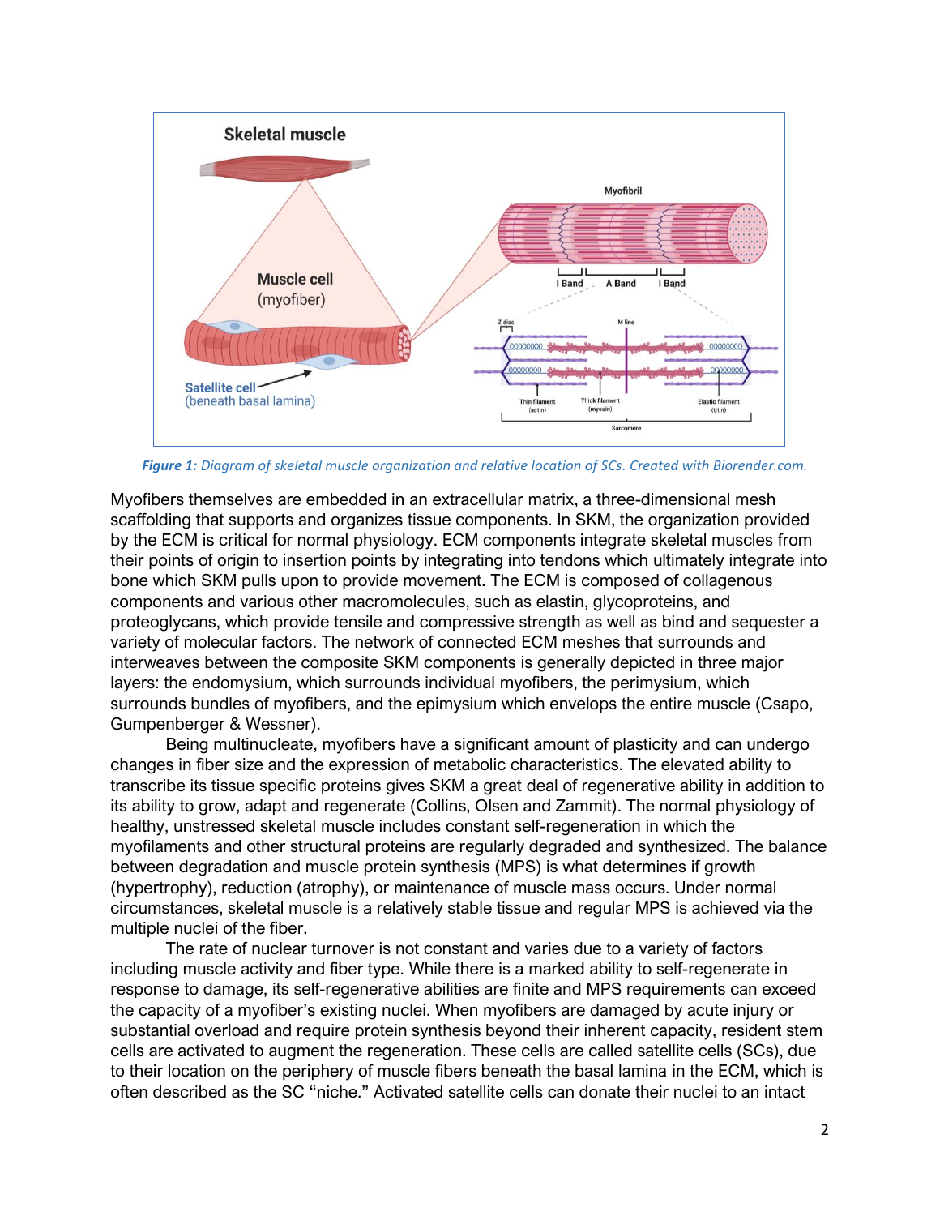*Figure 1: Diagram of skeletal muscle organization and relative location of SCs. Created with Biorender.com.*

Myofibers themselves are embedded in an extracellular matrix, a three-dimensional mesh scaffolding that supports and organizes tissue components. In SKM, the organization provided by the ECM is critical for normal physiology. ECM components integrate skeletal muscles from their points of origin to insertion points by integrating into tendons which ultimately integrate into bone which SKM pulls upon to provide movement. The ECM is composed of collagenous components and various other macromolecules, such as elastin, glycoproteins, and proteoglycans, which provide tensile and compressive strength as well as bind and sequester a variety of molecular factors. The network of connected ECM meshes that surrounds and interweaves between the composite SKM components is generally depicted in three major layers: the endomysium, which surrounds individual myofibers, the perimysium, which surrounds bundles of myofibers, and the epimysium which envelops the entire muscle (Csapo, Gumpenberger & Wessner).

Being multinucleate, myofibers have a significant amount of plasticity and can undergo changes in fiber size and the expression of metabolic characteristics. The elevated ability to transcribe its tissue specific proteins gives SKM a great deal of regenerative ability in addition to its ability to grow, adapt and regenerate (Collins, Olsen and Zammit). The normal physiology of healthy, unstressed skeletal muscle includes constant self-regeneration in which the myofilaments and other structural proteins are regularly degraded and synthesized. The balance between degradation and muscle protein synthesis (MPS) is what determines if growth (hypertrophy), reduction (atrophy), or maintenance of muscle mass occurs. Under normal circumstances, skeletal muscle is a relatively stable tissue and regular MPS is achieved via the multiple nuclei of the fiber.

The rate of nuclear turnover is not constant and varies due to a variety of factors including muscle activity and fiber type. While there is a marked ability to self-regenerate in response to damage, its self-regenerative abilities are finite and MPS requirements can exceed the capacity of a myofiber's existing nuclei. When myofibers are damaged by acute injury or substantial overload and require protein synthesis beyond their inherent capacity, resident stem cells are activated to augment the regeneration. These cells are called satellite cells (SCs), due to their location on the periphery of muscle fibers beneath the basal lamina in the ECM, which is often described as the SC "niche." Activated satellite cells can donate their nuclei to an intact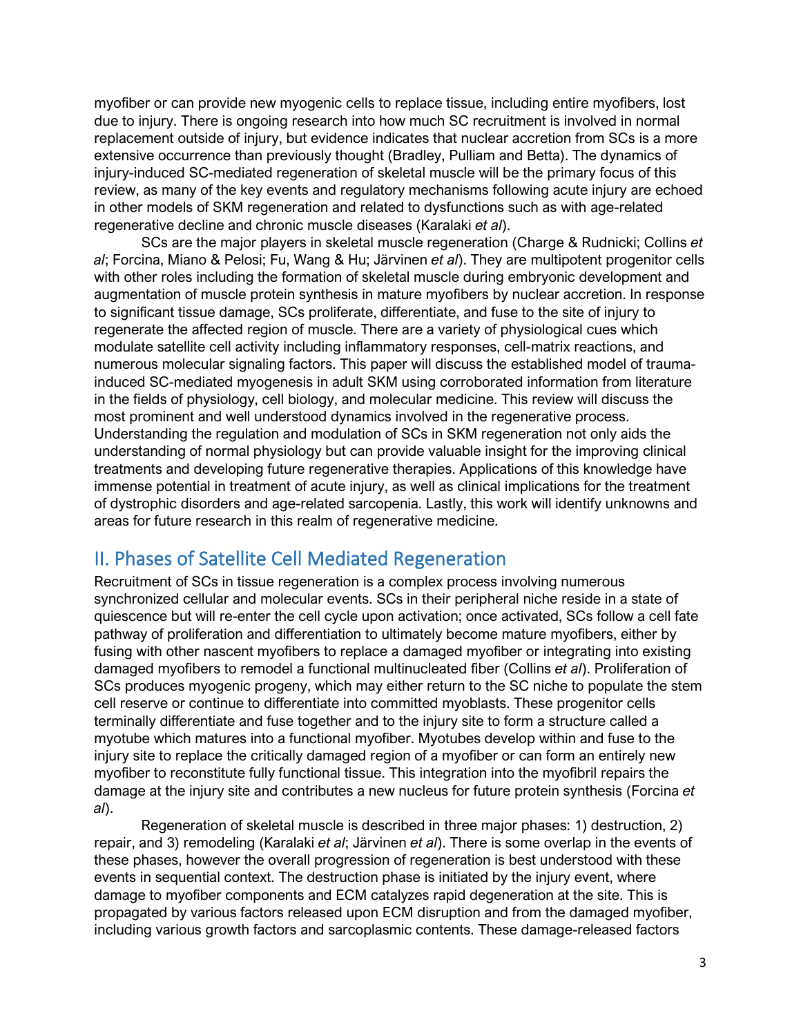myofiber or can provide new myogenic cells to replace tissue, including entire myofibers, lost due to injury. There is ongoing research into how much SC recruitment is involved in normal replacement outside of injury, but evidence indicates that nuclear accretion from SCs is a more extensive occurrence than previously thought (Bradley, Pulliam and Betta). The dynamics of injury-induced SC-mediated regeneration of skeletal muscle will be the primary focus of this review, as many of the key events and regulatory mechanisms following acute injury are echoed in other models of SKM regeneration and related to dysfunctions such as with age-related regenerative decline and chronic muscle diseases (Karalaki *et al*).

SCs are the major players in skeletal muscle regeneration (Charge & Rudnicki; Collins *et al*; Forcina, Miano & Pelosi; Fu, Wang & Hu; Järvinen *et al*). They are multipotent progenitor cells with other roles including the formation of skeletal muscle during embryonic development and augmentation of muscle protein synthesis in mature myofibers by nuclear accretion. In response to significant tissue damage, SCs proliferate, differentiate, and fuse to the site of injury to regenerate the affected region of muscle. There are a variety of physiological cues which modulate satellite cell activity including inflammatory responses, cell-matrix reactions, and numerous molecular signaling factors. This paper will discuss the established model of trauma-induced SC-mediated myogenesis in adult SKM using corroborated information from literature in the fields of physiology, cell biology, and molecular medicine. This review will discuss the most prominent and well understood dynamics involved in the regenerative process. Understanding the regulation and modulation of SCs in SKM regeneration not only aids the understanding of normal physiology but can provide valuable insight for the improving clinical treatments and developing future regenerative therapies. Applications of this knowledge have immense potential in treatment of acute injury, as well as clinical implications for the treatment of dystrophic disorders and age-related sarcopenia. Lastly, this work will identify unknowns and areas for future research in this realm of regenerative medicine.

## II. Phases of Satellite Cell Mediated Regeneration

Recruitment of SCs in tissue regeneration is a complex process involving numerous synchronized cellular and molecular events. SCs in their peripheral niche reside in a state of quiescence but will re-enter the cell cycle upon activation; once activated, SCs follow a cell fate pathway of proliferation and differentiation to ultimately become mature myofibers, either by fusing with other nascent myofibers to replace a damaged myofiber or integrating into existing damaged myofibers to remodel a functional multinucleated fiber (Collins *et al*). Proliferation of SCs produces myogenic progeny, which may either return to the SC niche to populate the stem cell reserve or continue to differentiate into committed myoblasts. These progenitor cells terminally differentiate and fuse together and to the injury site to form a structure called a myotube which matures into a functional myofiber. Myotubes develop within and fuse to the injury site to replace the critically damaged region of a myofiber or can form an entirely new myofiber to reconstitute fully functional tissue. This integration into the myofibril repairs the damage at the injury site and contributes a new nucleus for future protein synthesis (Forcina *et al*).

Regeneration of skeletal muscle is described in three major phases: 1) destruction, 2) repair, and 3) remodeling (Karalaki *et al*; Järvinen *et al*). There is some overlap in the events of these phases, however the overall progression of regeneration is best understood with these events in sequential context. The destruction phase is initiated by the injury event, where damage to myofiber components and ECM catalyzes rapid degeneration at the site. This is propagated by various factors released upon ECM disruption and from the damaged myofiber, including various growth factors and sarcoplasmic contents. These damage-released factors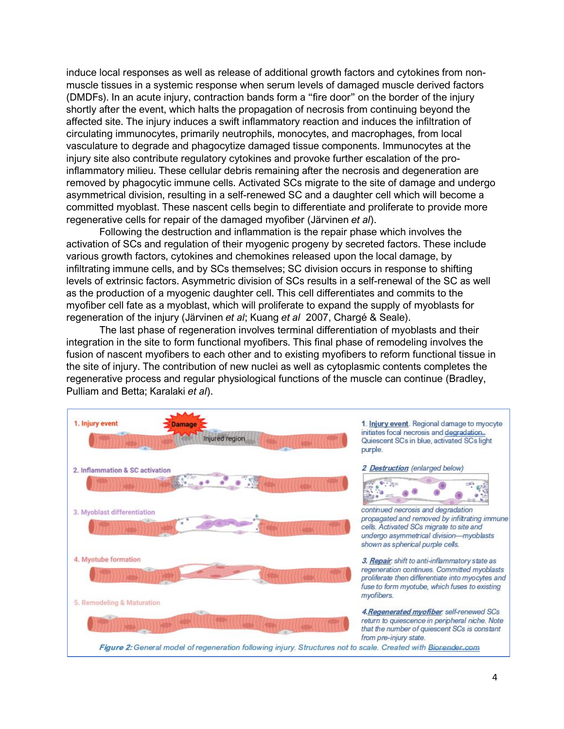induce local responses as well as release of additional growth factors and cytokines from non-muscle tissues in a systemic response when serum levels of damaged muscle derived factors (DMDFs). In an acute injury, contraction bands form a "fire door" on the border of the injury shortly after the event, which halts the propagation of necrosis from continuing beyond the affected site. The injury induces a swift inflammatory reaction and induces the infiltration of circulating immunocytes, primarily neutrophils, monocytes, and macrophages, from local vasculature to degrade and phagocytize damaged tissue components. Immunocytes at the injury site also contribute regulatory cytokines and provoke further escalation of the pro-inflammatory milieu. These cellular debris remaining after the necrosis and degeneration are removed by phagocytic immune cells. Activated SCs migrate to the site of damage and undergo asymmetrical division, resulting in a self-renewed SC and a daughter cell which will become a committed myoblast. These nascent cells begin to differentiate and proliferate to provide more regenerative cells for repair of the damaged myofiber (Järvinen *et al*).

Following the destruction and inflammation is the repair phase which involves the activation of SCs and regulation of their myogenic progeny by secreted factors. These include various growth factors, cytokines and chemokines released upon the local damage, by infiltrating immune cells, and by SCs themselves; SC division occurs in response to shifting levels of extrinsic factors. Asymmetric division of SCs results in a self-renewal of the SC as well as the production of a myogenic daughter cell. This cell differentiates and commits to the myofiber cell fate as a myoblast, which will proliferate to expand the supply of myoblasts for regeneration of the injury (Järvinen *et al*; Kuang *et al* 2007, Chargé & Seale).

The last phase of regeneration involves terminal differentiation of myoblasts and their integration in the site to form functional myofibers. This final phase of remodeling involves the fusion of nascent myofibers to each other and to existing myofibers to reform functional tissue in the site of injury. The contribution of new nuclei as well as cytoplasmic contents completes the regenerative process and regular physiological functions of the muscle can continue (Bradley, Pulliam and Betta; Karalaki *et al*).

1. **Injury event**. Regional damage to myocyte initiates focal necrosis and degradation. Quiescent SCs in blue, activated SCs light purple.

2. **Destruction** (enlarged below) continued necrosis and degradation propagated and removed by infiltrating immune cells. Activated SCs migrate to site and undergo asymmetrical division—myoblasts shown as spherical purple cells.

3. **Repair**: shift to anti-inflammatory state as regeneration continues. Committed myoblasts proliferate then differentiate into myocytes and fuse to form myotube, which fuses to existing myofibers.

4. **Regenerated myofiber**: self-renewed SCs return to quiescence in peripheral niche. Note that the number of quiescent SCs is constant from pre-injury state.

***Figure 2:*** *General model of regeneration following injury. Structures not to scale. Created with Biorender.com*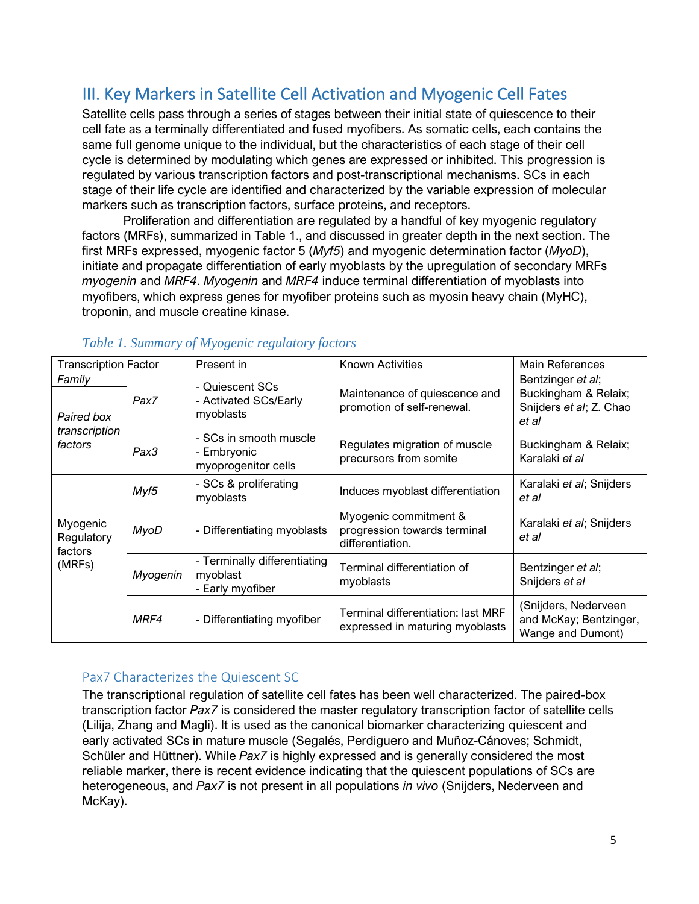## III. Key Markers in Satellite Cell Activation and Myogenic Cell Fates

Satellite cells pass through a series of stages between their initial state of quiescence to their cell fate as a terminally differentiated and fused myofibers. As somatic cells, each contains the same full genome unique to the individual, but the characteristics of each stage of their cell cycle is determined by modulating which genes are expressed or inhibited. This progression is regulated by various transcription factors and post-transcriptional mechanisms. SCs in each stage of their life cycle are identified and characterized by the variable expression of molecular markers such as transcription factors, surface proteins, and receptors.

Proliferation and differentiation are regulated by a handful of key myogenic regulatory factors (MRFs), summarized in Table 1., and discussed in greater depth in the next section. The first MRFs expressed, myogenic factor 5 (*Myf5*) and myogenic determination factor (*MyoD*), initiate and propagate differentiation of early myoblasts by the upregulation of secondary MRFs *myogenin* and *MRF4*. *Myogenin* and *MRF4* induce terminal differentiation of myoblasts into myofibers, which express genes for myofiber proteins such as myosin heavy chain (MyHC), troponin, and muscle creatine kinase.

*Table 1. Summary of Myogenic regulatory factors*

| Transcription Factor | | Present in | Known Activities | Main References |
|---|---|---|---|---|
| *Family* | | | | |
| *Paired box transcription factors* | *Pax7* | - Quiescent SCs<br>- Activated SCs/Early myoblasts | Maintenance of quiescence and promotion of self-renewal. | Bentzinger *et al*; Buckingham & Relaix; Snijders *et al*; Z. Chao *et al* |
| | *Pax3* | - SCs in smooth muscle<br>- Embryonic myoprogenitor cells | Regulates migration of muscle precursors from somite | Buckingham & Relaix; Karalaki *et al* |
| Myogenic Regulatory factors (MRFs) | *Myf5* | - SCs & proliferating myoblasts | Induces myoblast differentiation | Karalaki *et al*; Snijders *et al* |
| | *MyoD* | - Differentiating myoblasts | Myogenic commitment & progression towards terminal differentiation. | Karalaki *et al*; Snijders *et al* |
| | *Myogenin* | - Terminally differentiating myoblast<br>- Early myofiber | Terminal differentiation of myoblasts | Bentzinger *et al*; Snijders *et al* |
| | *MRF4* | - Differentiating myofiber | Terminal differentiation: last MRF expressed in maturing myoblasts | (Snijders, Nederveen and McKay; Bentzinger, Wange and Dumont) |

### Pax7 Characterizes the Quiescent SC

The transcriptional regulation of satellite cell fates has been well characterized. The paired-box transcription factor *Pax7* is considered the master regulatory transcription factor of satellite cells (Lilija, Zhang and Magli). It is used as the canonical biomarker characterizing quiescent and early activated SCs in mature muscle (Segalés, Perdiguero and Muñoz-Cánoves; Schmidt, Schüler and Hüttner). While *Pax7* is highly expressed and is generally considered the most reliable marker, there is recent evidence indicating that the quiescent populations of SCs are heterogeneous, and *Pax7* is not present in all populations *in vivo* (Snijders, Nederveen and McKay).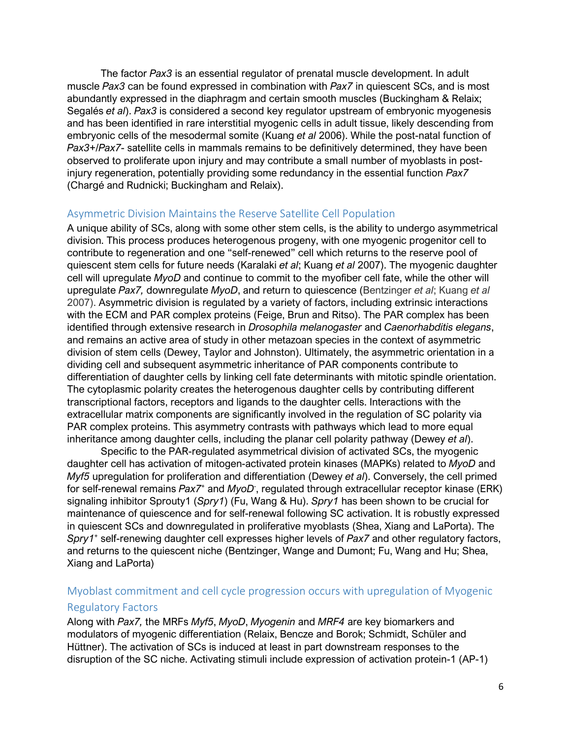The factor *Pax3* is an essential regulator of prenatal muscle development. In adult muscle *Pax3* can be found expressed in combination with *Pax7* in quiescent SCs, and is most abundantly expressed in the diaphragm and certain smooth muscles (Buckingham & Relaix; Segalés *et al*). *Pax3* is considered a second key regulator upstream of embryonic myogenesis and has been identified in rare interstitial myogenic cells in adult tissue, likely descending from embryonic cells of the mesodermal somite (Kuang *et al* 2006). While the post-natal function of *Pax3*+/*Pax7*- satellite cells in mammals remains to be definitively determined, they have been observed to proliferate upon injury and may contribute a small number of myoblasts in post-injury regeneration, potentially providing some redundancy in the essential function *Pax7* (Chargé and Rudnicki; Buckingham and Relaix).

## Asymmetric Division Maintains the Reserve Satellite Cell Population

A unique ability of SCs, along with some other stem cells, is the ability to undergo asymmetrical division. This process produces heterogenous progeny, with one myogenic progenitor cell to contribute to regeneration and one "self-renewed" cell which returns to the reserve pool of quiescent stem cells for future needs (Karalaki *et al*; Kuang *et al* 2007). The myogenic daughter cell will upregulate *MyoD* and continue to commit to the myofiber cell fate, while the other will upregulate *Pax7,* downregulate *MyoD*, and return to quiescence (Bentzinger *et al*; Kuang *et al* 2007). Asymmetric division is regulated by a variety of factors, including extrinsic interactions with the ECM and PAR complex proteins (Feige, Brun and Ritso). The PAR complex has been identified through extensive research in *Drosophila melanogaster* and *Caenorhabditis elegans*, and remains an active area of study in other metazoan species in the context of asymmetric division of stem cells (Dewey, Taylor and Johnston). Ultimately, the asymmetric orientation in a dividing cell and subsequent asymmetric inheritance of PAR components contribute to differentiation of daughter cells by linking cell fate determinants with mitotic spindle orientation. The cytoplasmic polarity creates the heterogenous daughter cells by contributing different transcriptional factors, receptors and ligands to the daughter cells. Interactions with the extracellular matrix components are significantly involved in the regulation of SC polarity via PAR complex proteins. This asymmetry contrasts with pathways which lead to more equal inheritance among daughter cells, including the planar cell polarity pathway (Dewey *et al*).

Specific to the PAR-regulated asymmetrical division of activated SCs, the myogenic daughter cell has activation of mitogen-activated protein kinases (MAPKs) related to *MyoD* and *Myf5* upregulation for proliferation and differentiation (Dewey *et al*). Conversely, the cell primed for self-renewal remains *Pax7*$^{+}$ and *MyoD*$^{-}$, regulated through extracellular receptor kinase (ERK) signaling inhibitor Sprouty1 (*Spry1*) (Fu, Wang & Hu). *Spry1* has been shown to be crucial for maintenance of quiescence and for self-renewal following SC activation. It is robustly expressed in quiescent SCs and downregulated in proliferative myoblasts (Shea, Xiang and LaPorta). The *Spry1*$^{+}$ self-renewing daughter cell expresses higher levels of *Pax7* and other regulatory factors, and returns to the quiescent niche (Bentzinger, Wange and Dumont; Fu, Wang and Hu; Shea, Xiang and LaPorta)

## Myoblast commitment and cell cycle progression occurs with upregulation of Myogenic Regulatory Factors

Along with *Pax7,* the MRFs *Myf5*, *MyoD*, *Myogenin* and *MRF4* are key biomarkers and modulators of myogenic differentiation (Relaix, Bencze and Borok; Schmidt, Schüler and Hüttner). The activation of SCs is induced at least in part downstream responses to the disruption of the SC niche. Activating stimuli include expression of activation protein-1 (AP-1)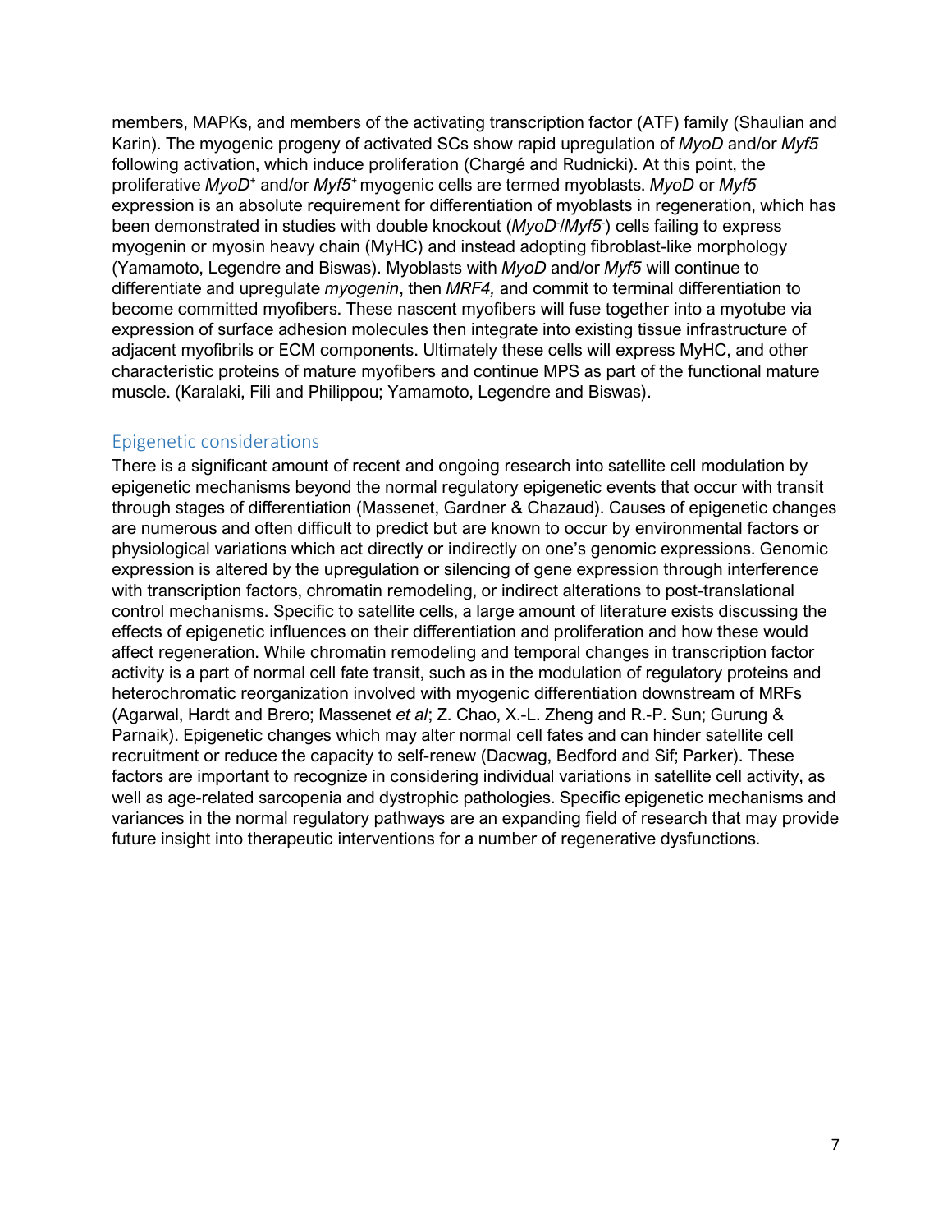members, MAPKs, and members of the activating transcription factor (ATF) family (Shaulian and Karin). The myogenic progeny of activated SCs show rapid upregulation of *MyoD* and/or *Myf5* following activation, which induce proliferation (Chargé and Rudnicki). At this point, the proliferative *MyoD*$^+$ and/or *Myf5*$^+$ myogenic cells are termed myoblasts. *MyoD* or *Myf5* expression is an absolute requirement for differentiation of myoblasts in regeneration, which has been demonstrated in studies with double knockout (*MyoD*$^-$/*Myf5*$^-$) cells failing to express myogenin or myosin heavy chain (MyHC) and instead adopting fibroblast-like morphology (Yamamoto, Legendre and Biswas). Myoblasts with *MyoD* and/or *Myf5* will continue to differentiate and upregulate *myogenin*, then *MRF4,* and commit to terminal differentiation to become committed myofibers. These nascent myofibers will fuse together into a myotube via expression of surface adhesion molecules then integrate into existing tissue infrastructure of adjacent myofibrils or ECM components. Ultimately these cells will express MyHC, and other characteristic proteins of mature myofibers and continue MPS as part of the functional mature muscle. (Karalaki, Fili and Philippou; Yamamoto, Legendre and Biswas).

## Epigenetic considerations

There is a significant amount of recent and ongoing research into satellite cell modulation by epigenetic mechanisms beyond the normal regulatory epigenetic events that occur with transit through stages of differentiation (Massenet, Gardner & Chazaud). Causes of epigenetic changes are numerous and often difficult to predict but are known to occur by environmental factors or physiological variations which act directly or indirectly on one's genomic expressions. Genomic expression is altered by the upregulation or silencing of gene expression through interference with transcription factors, chromatin remodeling, or indirect alterations to post-translational control mechanisms. Specific to satellite cells, a large amount of literature exists discussing the effects of epigenetic influences on their differentiation and proliferation and how these would affect regeneration. While chromatin remodeling and temporal changes in transcription factor activity is a part of normal cell fate transit, such as in the modulation of regulatory proteins and heterochromatic reorganization involved with myogenic differentiation downstream of MRFs (Agarwal, Hardt and Brero; Massenet *et al*; Z. Chao, X.-L. Zheng and R.-P. Sun; Gurung & Parnaik). Epigenetic changes which may alter normal cell fates and can hinder satellite cell recruitment or reduce the capacity to self-renew (Dacwag, Bedford and Sif; Parker). These factors are important to recognize in considering individual variations in satellite cell activity, as well as age-related sarcopenia and dystrophic pathologies. Specific epigenetic mechanisms and variances in the normal regulatory pathways are an expanding field of research that may provide future insight into therapeutic interventions for a number of regenerative dysfunctions.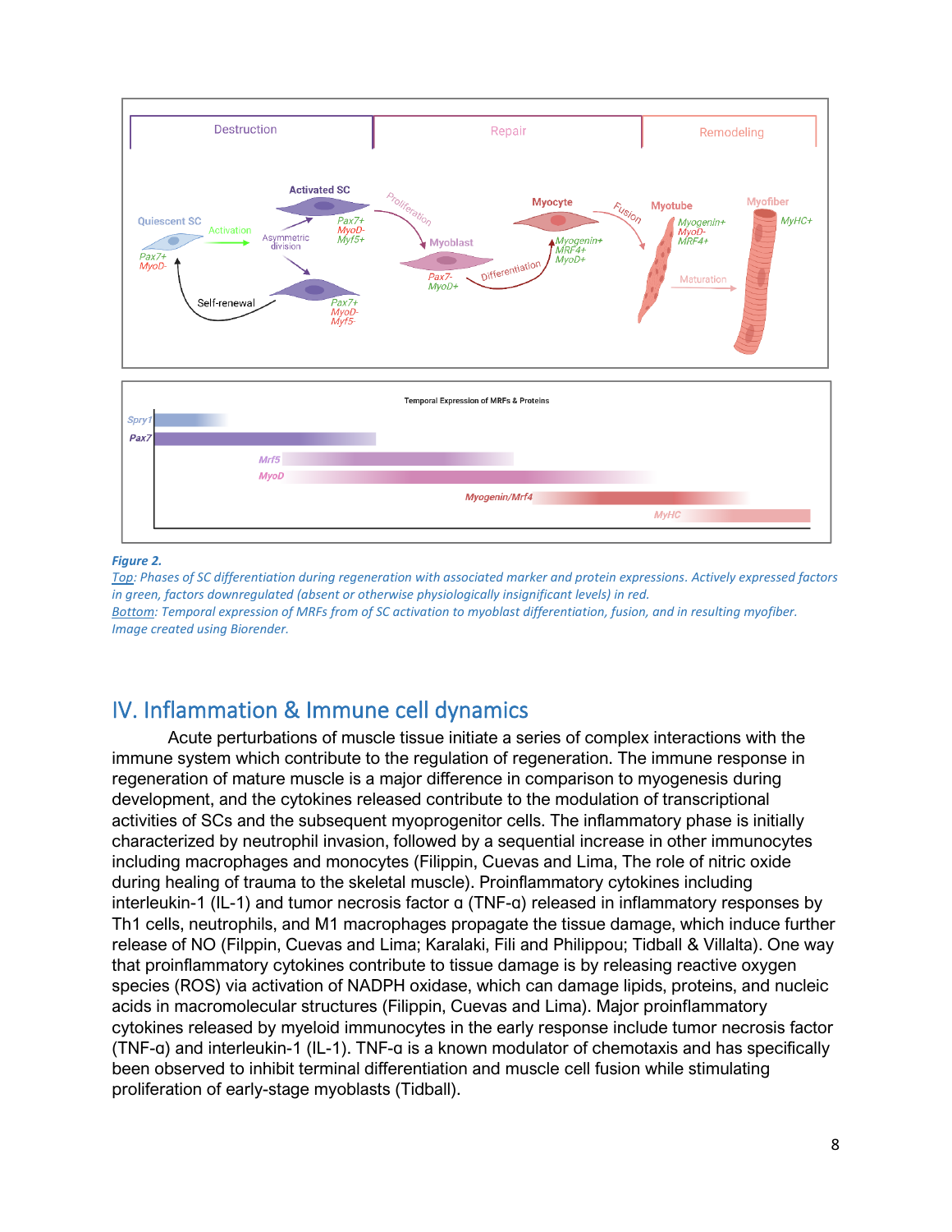**Figure 2.**

Top: Phases of SC differentiation during regeneration with associated marker and protein expressions. Actively expressed factors in green, factors downregulated (absent or otherwise physiologically insignificant levels) in red.

Bottom: Temporal expression of MRFs from of SC activation to myoblast differentiation, fusion, and in resulting myofiber. Image created using Biorender.

## IV. Inflammation & Immune cell dynamics

Acute perturbations of muscle tissue initiate a series of complex interactions with the immune system which contribute to the regulation of regeneration. The immune response in regeneration of mature muscle is a major difference in comparison to myogenesis during development, and the cytokines released contribute to the modulation of transcriptional activities of SCs and the subsequent myoprogenitor cells. The inflammatory phase is initially characterized by neutrophil invasion, followed by a sequential increase in other immunocytes including macrophages and monocytes (Filippin, Cuevas and Lima, The role of nitric oxide during healing of trauma to the skeletal muscle). Proinflammatory cytokines including interleukin-1 (IL-1) and tumor necrosis factor α (TNF-α) released in inflammatory responses by Th1 cells, neutrophils, and M1 macrophages propagate the tissue damage, which induce further release of NO (Filpin, Cuevas and Lima; Karalaki, Fili and Philippou; Tidball & Villalta). One way that proinflammatory cytokines contribute to tissue damage is by releasing reactive oxygen species (ROS) via activation of NADPH oxidase, which can damage lipids, proteins, and nucleic acids in macromolecular structures (Filippin, Cuevas and Lima). Major proinflammatory cytokines released by myeloid immunocytes in the early response include tumor necrosis factor (TNF-α) and interleukin-1 (IL-1). TNF-α is a known modulator of chemotaxis and has specifically been observed to inhibit terminal differentiation and muscle cell fusion while stimulating proliferation of early-stage myoblasts (Tidball).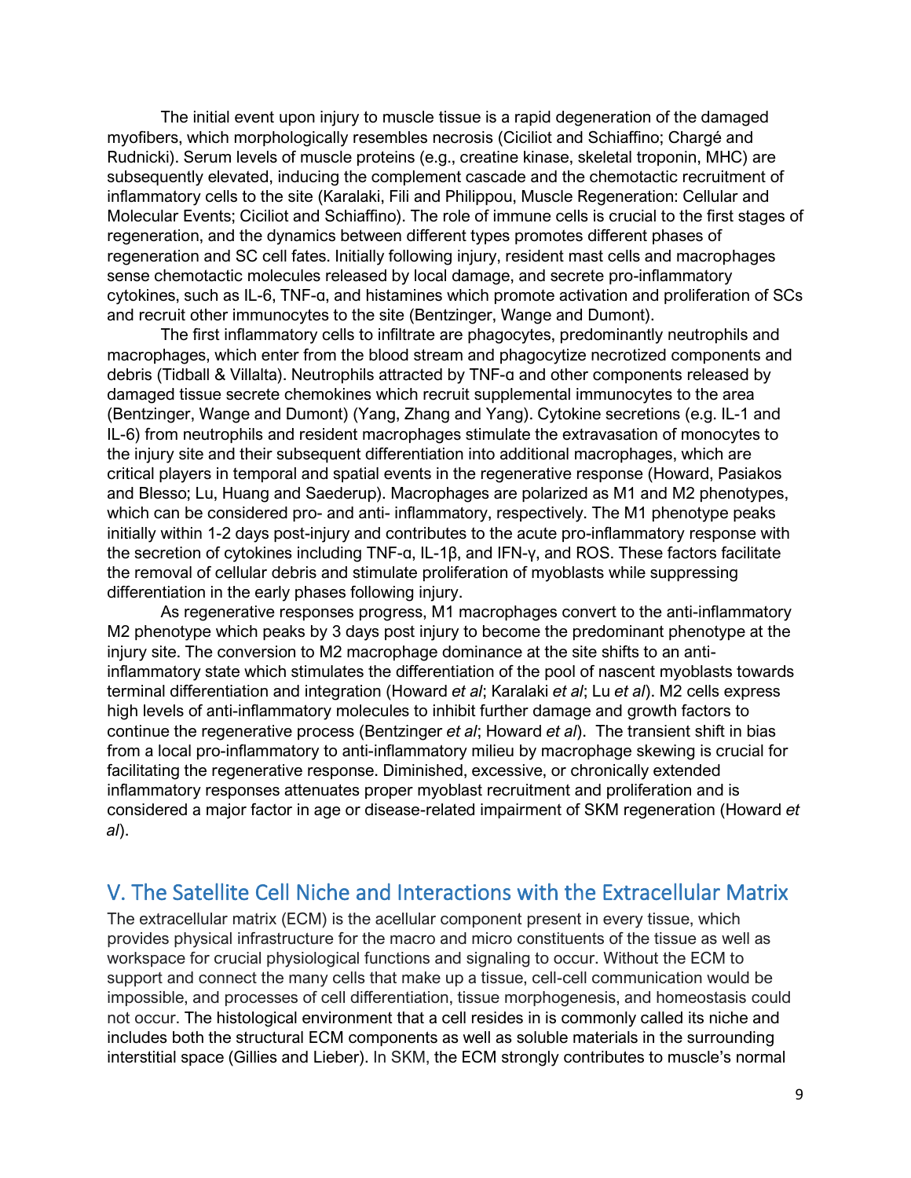The initial event upon injury to muscle tissue is a rapid degeneration of the damaged myofibers, which morphologically resembles necrosis (Ciciliot and Schiaffino; Chargé and Rudnicki). Serum levels of muscle proteins (e.g., creatine kinase, skeletal troponin, MHC) are subsequently elevated, inducing the complement cascade and the chemotactic recruitment of inflammatory cells to the site (Karalaki, Fili and Philippou, Muscle Regeneration: Cellular and Molecular Events; Ciciliot and Schiaffino). The role of immune cells is crucial to the first stages of regeneration, and the dynamics between different types promotes different phases of regeneration and SC cell fates. Initially following injury, resident mast cells and macrophages sense chemotactic molecules released by local damage, and secrete pro-inflammatory cytokines, such as IL-6, TNF-α, and histamines which promote activation and proliferation of SCs and recruit other immunocytes to the site (Bentzinger, Wange and Dumont).

The first inflammatory cells to infiltrate are phagocytes, predominantly neutrophils and macrophages, which enter from the blood stream and phagocytize necrotized components and debris (Tidball & Villalta). Neutrophils attracted by TNF-α and other components released by damaged tissue secrete chemokines which recruit supplemental immunocytes to the area (Bentzinger, Wange and Dumont) (Yang, Zhang and Yang). Cytokine secretions (e.g. IL-1 and IL-6) from neutrophils and resident macrophages stimulate the extravasation of monocytes to the injury site and their subsequent differentiation into additional macrophages, which are critical players in temporal and spatial events in the regenerative response (Howard, Pasiakos and Blesso; Lu, Huang and Saederup). Macrophages are polarized as M1 and M2 phenotypes, which can be considered pro- and anti- inflammatory, respectively. The M1 phenotype peaks initially within 1-2 days post-injury and contributes to the acute pro-inflammatory response with the secretion of cytokines including TNF-α, IL-1β, and IFN-γ, and ROS. These factors facilitate the removal of cellular debris and stimulate proliferation of myoblasts while suppressing differentiation in the early phases following injury.

As regenerative responses progress, M1 macrophages convert to the anti-inflammatory M2 phenotype which peaks by 3 days post injury to become the predominant phenotype at the injury site. The conversion to M2 macrophage dominance at the site shifts to an anti-inflammatory state which stimulates the differentiation of the pool of nascent myoblasts towards terminal differentiation and integration (Howard *et al*; Karalaki *et al*; Lu *et al*). M2 cells express high levels of anti-inflammatory molecules to inhibit further damage and growth factors to continue the regenerative process (Bentzinger *et al*; Howard *et al*). The transient shift in bias from a local pro-inflammatory to anti-inflammatory milieu by macrophage skewing is crucial for facilitating the regenerative response. Diminished, excessive, or chronically extended inflammatory responses attenuates proper myoblast recruitment and proliferation and is considered a major factor in age or disease-related impairment of SKM regeneration (Howard *et al*).

## V. The Satellite Cell Niche and Interactions with the Extracellular Matrix

The extracellular matrix (ECM) is the acellular component present in every tissue, which provides physical infrastructure for the macro and micro constituents of the tissue as well as workspace for crucial physiological functions and signaling to occur. Without the ECM to support and connect the many cells that make up a tissue, cell-cell communication would be impossible, and processes of cell differentiation, tissue morphogenesis, and homeostasis could not occur. The histological environment that a cell resides in is commonly called its niche and includes both the structural ECM components as well as soluble materials in the surrounding interstitial space (Gillies and Lieber). In SKM, the ECM strongly contributes to muscle's normal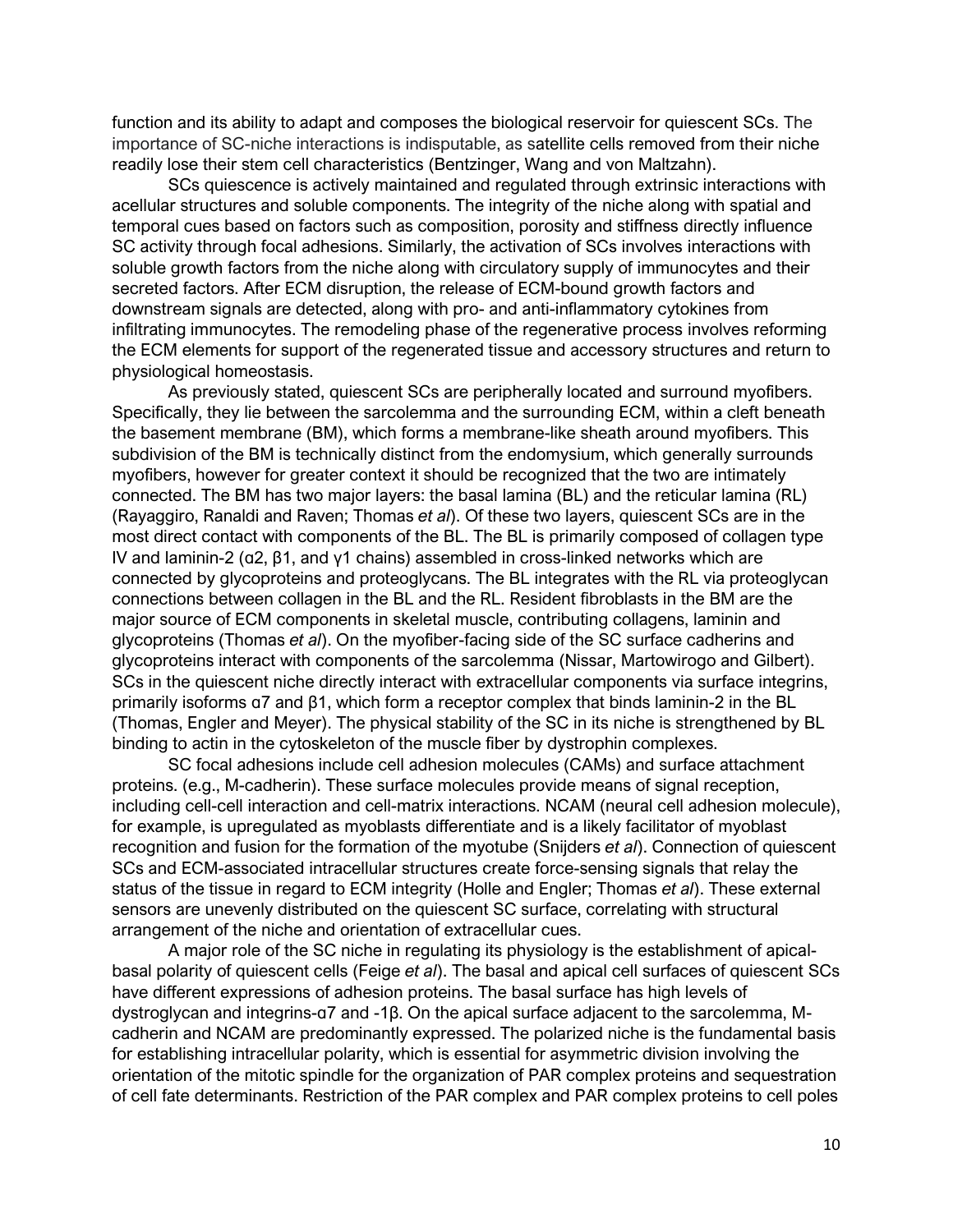function and its ability to adapt and composes the biological reservoir for quiescent SCs. The importance of SC-niche interactions is indisputable, as satellite cells removed from their niche readily lose their stem cell characteristics (Bentzinger, Wang and von Maltzahn).

SCs quiescence is actively maintained and regulated through extrinsic interactions with acellular structures and soluble components. The integrity of the niche along with spatial and temporal cues based on factors such as composition, porosity and stiffness directly influence SC activity through focal adhesions. Similarly, the activation of SCs involves interactions with soluble growth factors from the niche along with circulatory supply of immunocytes and their secreted factors. After ECM disruption, the release of ECM-bound growth factors and downstream signals are detected, along with pro- and anti-inflammatory cytokines from infiltrating immunocytes. The remodeling phase of the regenerative process involves reforming the ECM elements for support of the regenerated tissue and accessory structures and return to physiological homeostasis.

As previously stated, quiescent SCs are peripherally located and surround myofibers. Specifically, they lie between the sarcolemma and the surrounding ECM, within a cleft beneath the basement membrane (BM), which forms a membrane-like sheath around myofibers. This subdivision of the BM is technically distinct from the endomysium, which generally surrounds myofibers, however for greater context it should be recognized that the two are intimately connected. The BM has two major layers: the basal lamina (BL) and the reticular lamina (RL) (Rayaggiro, Ranaldi and Raven; Thomas *et al*). Of these two layers, quiescent SCs are in the most direct contact with components of the BL. The BL is primarily composed of collagen type IV and laminin-2 (α2, β1, and γ1 chains) assembled in cross-linked networks which are connected by glycoproteins and proteoglycans. The BL integrates with the RL via proteoglycan connections between collagen in the BL and the RL. Resident fibroblasts in the BM are the major source of ECM components in skeletal muscle, contributing collagens, laminin and glycoproteins (Thomas *et al*). On the myofiber-facing side of the SC surface cadherins and glycoproteins interact with components of the sarcolemma (Nissar, Martowirogo and Gilbert). SCs in the quiescent niche directly interact with extracellular components via surface integrins, primarily isoforms α7 and β1, which form a receptor complex that binds laminin-2 in the BL (Thomas, Engler and Meyer). The physical stability of the SC in its niche is strengthened by BL binding to actin in the cytoskeleton of the muscle fiber by dystrophin complexes.

SC focal adhesions include cell adhesion molecules (CAMs) and surface attachment proteins. (e.g., M-cadherin). These surface molecules provide means of signal reception, including cell-cell interaction and cell-matrix interactions. NCAM (neural cell adhesion molecule), for example, is upregulated as myoblasts differentiate and is a likely facilitator of myoblast recognition and fusion for the formation of the myotube (Snijders *et al*). Connection of quiescent SCs and ECM-associated intracellular structures create force-sensing signals that relay the status of the tissue in regard to ECM integrity (Holle and Engler; Thomas *et al*). These external sensors are unevenly distributed on the quiescent SC surface, correlating with structural arrangement of the niche and orientation of extracellular cues.

A major role of the SC niche in regulating its physiology is the establishment of apical-basal polarity of quiescent cells (Feige *et al*). The basal and apical cell surfaces of quiescent SCs have different expressions of adhesion proteins. The basal surface has high levels of dystroglycan and integrins-α7 and -1β. On the apical surface adjacent to the sarcolemma, M-cadherin and NCAM are predominantly expressed. The polarized niche is the fundamental basis for establishing intracellular polarity, which is essential for asymmetric division involving the orientation of the mitotic spindle for the organization of PAR complex proteins and sequestration of cell fate determinants. Restriction of the PAR complex and PAR complex proteins to cell poles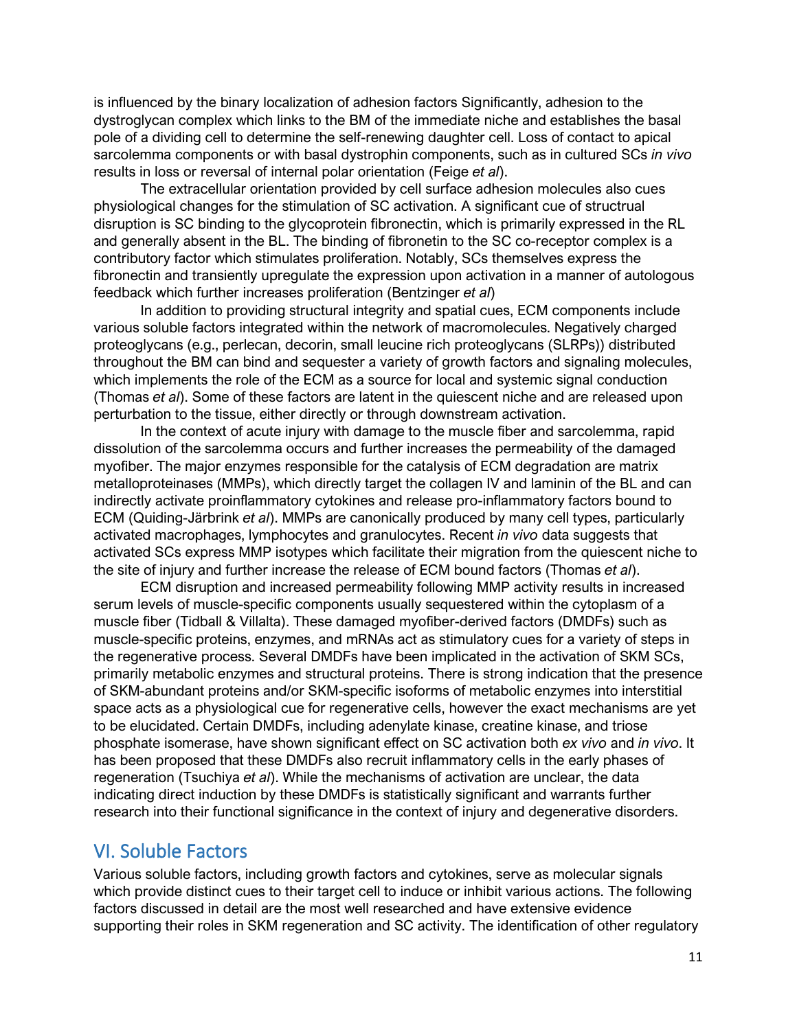is influenced by the binary localization of adhesion factors Significantly, adhesion to the dystroglycan complex which links to the BM of the immediate niche and establishes the basal pole of a dividing cell to determine the self-renewing daughter cell. Loss of contact to apical sarcolemma components or with basal dystrophin components, such as in cultured SCs *in vivo* results in loss or reversal of internal polar orientation (Feige *et al*).

The extracellular orientation provided by cell surface adhesion molecules also cues physiological changes for the stimulation of SC activation. A significant cue of structrual disruption is SC binding to the glycoprotein fibronectin, which is primarily expressed in the RL and generally absent in the BL. The binding of fibronetin to the SC co-receptor complex is a contributory factor which stimulates proliferation. Notably, SCs themselves express the fibronectin and transiently upregulate the expression upon activation in a manner of autologous feedback which further increases proliferation (Bentzinger *et al*)

In addition to providing structural integrity and spatial cues, ECM components include various soluble factors integrated within the network of macromolecules. Negatively charged proteoglycans (e.g., perlecan, decorin, small leucine rich proteoglycans (SLRPs)) distributed throughout the BM can bind and sequester a variety of growth factors and signaling molecules, which implements the role of the ECM as a source for local and systemic signal conduction (Thomas *et al*). Some of these factors are latent in the quiescent niche and are released upon perturbation to the tissue, either directly or through downstream activation.

In the context of acute injury with damage to the muscle fiber and sarcolemma, rapid dissolution of the sarcolemma occurs and further increases the permeability of the damaged myofiber. The major enzymes responsible for the catalysis of ECM degradation are matrix metalloproteinases (MMPs), which directly target the collagen IV and laminin of the BL and can indirectly activate proinflammatory cytokines and release pro-inflammatory factors bound to ECM (Quiding-Järbrink *et al*). MMPs are canonically produced by many cell types, particularly activated macrophages, lymphocytes and granulocytes. Recent *in vivo* data suggests that activated SCs express MMP isotypes which facilitate their migration from the quiescent niche to the site of injury and further increase the release of ECM bound factors (Thomas *et al*).

ECM disruption and increased permeability following MMP activity results in increased serum levels of muscle-specific components usually sequestered within the cytoplasm of a muscle fiber (Tidball & Villalta). These damaged myofiber-derived factors (DMDFs) such as muscle-specific proteins, enzymes, and mRNAs act as stimulatory cues for a variety of steps in the regenerative process. Several DMDFs have been implicated in the activation of SKM SCs, primarily metabolic enzymes and structural proteins. There is strong indication that the presence of SKM-abundant proteins and/or SKM-specific isoforms of metabolic enzymes into interstitial space acts as a physiological cue for regenerative cells, however the exact mechanisms are yet to be elucidated. Certain DMDFs, including adenylate kinase, creatine kinase, and triose phosphate isomerase, have shown significant effect on SC activation both *ex vivo* and *in vivo*. It has been proposed that these DMDFs also recruit inflammatory cells in the early phases of regeneration (Tsuchiya *et al*). While the mechanisms of activation are unclear, the data indicating direct induction by these DMDFs is statistically significant and warrants further research into their functional significance in the context of injury and degenerative disorders.

## VI. Soluble Factors

Various soluble factors, including growth factors and cytokines, serve as molecular signals which provide distinct cues to their target cell to induce or inhibit various actions. The following factors discussed in detail are the most well researched and have extensive evidence supporting their roles in SKM regeneration and SC activity. The identification of other regulatory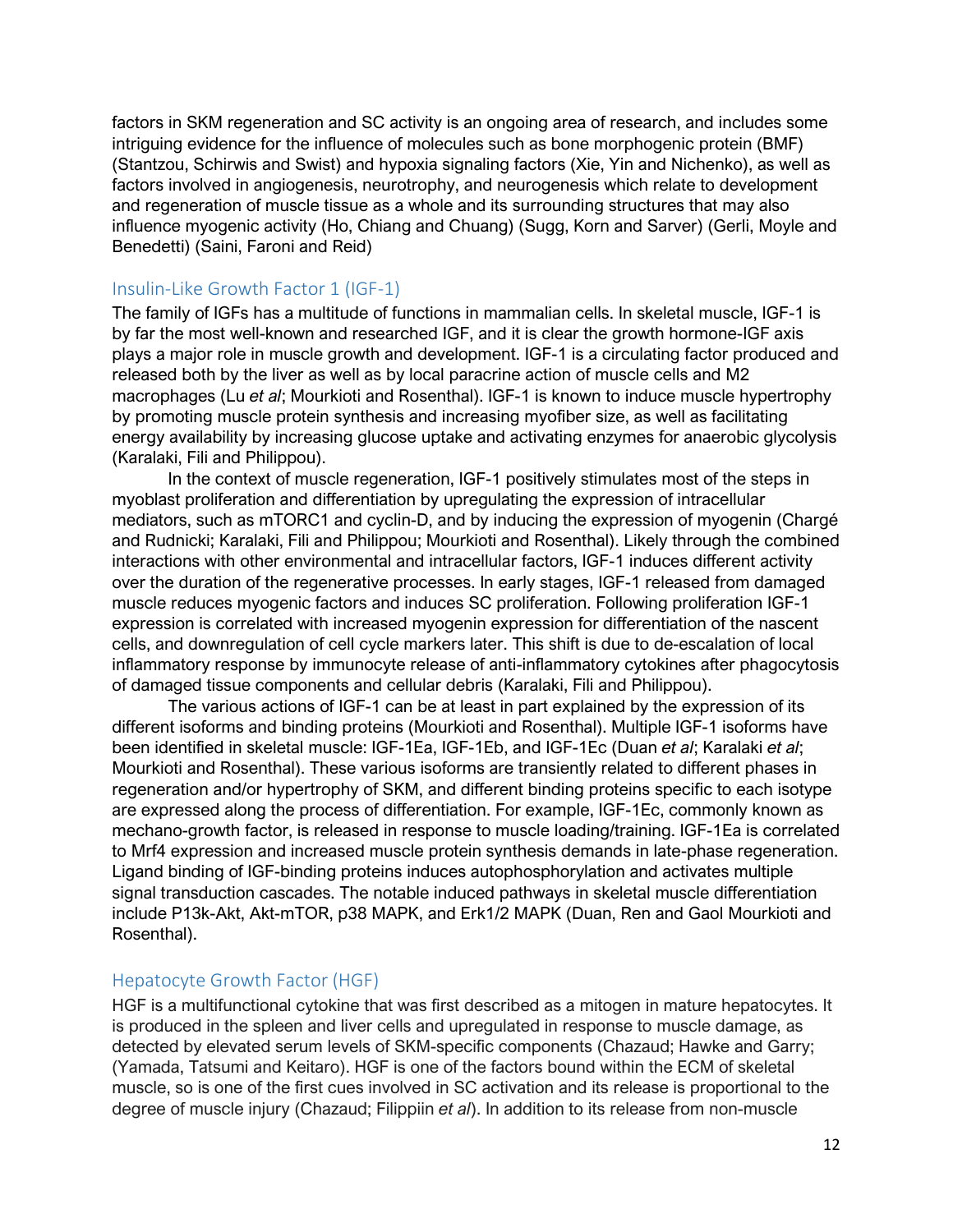factors in SKM regeneration and SC activity is an ongoing area of research, and includes some intriguing evidence for the influence of molecules such as bone morphogenic protein (BMF) (Stantzou, Schirwis and Swist) and hypoxia signaling factors (Xie, Yin and Nichenko), as well as factors involved in angiogenesis, neurotrophy, and neurogenesis which relate to development and regeneration of muscle tissue as a whole and its surrounding structures that may also influence myogenic activity (Ho, Chiang and Chuang) (Sugg, Korn and Sarver) (Gerli, Moyle and Benedetti) (Saini, Faroni and Reid)

## Insulin-Like Growth Factor 1 (IGF-1)

The family of IGFs has a multitude of functions in mammalian cells. In skeletal muscle, IGF-1 is by far the most well-known and researched IGF, and it is clear the growth hormone-IGF axis plays a major role in muscle growth and development. IGF-1 is a circulating factor produced and released both by the liver as well as by local paracrine action of muscle cells and M2 macrophages (Lu *et al*; Mourkioti and Rosenthal). IGF-1 is known to induce muscle hypertrophy by promoting muscle protein synthesis and increasing myofiber size, as well as facilitating energy availability by increasing glucose uptake and activating enzymes for anaerobic glycolysis (Karalaki, Fili and Philippou).

In the context of muscle regeneration, IGF-1 positively stimulates most of the steps in myoblast proliferation and differentiation by upregulating the expression of intracellular mediators, such as mTORC1 and cyclin-D, and by inducing the expression of myogenin (Chargé and Rudnicki; Karalaki, Fili and Philippou; Mourkioti and Rosenthal). Likely through the combined interactions with other environmental and intracellular factors, IGF-1 induces different activity over the duration of the regenerative processes. In early stages, IGF-1 released from damaged muscle reduces myogenic factors and induces SC proliferation. Following proliferation IGF-1 expression is correlated with increased myogenin expression for differentiation of the nascent cells, and downregulation of cell cycle markers later. This shift is due to de-escalation of local inflammatory response by immunocyte release of anti-inflammatory cytokines after phagocytosis of damaged tissue components and cellular debris (Karalaki, Fili and Philippou).

The various actions of IGF-1 can be at least in part explained by the expression of its different isoforms and binding proteins (Mourkioti and Rosenthal). Multiple IGF-1 isoforms have been identified in skeletal muscle: IGF-1Ea, IGF-1Eb, and IGF-1Ec (Duan *et al*; Karalaki *et al*; Mourkioti and Rosenthal). These various isoforms are transiently related to different phases in regeneration and/or hypertrophy of SKM, and different binding proteins specific to each isotype are expressed along the process of differentiation. For example, IGF-1Ec, commonly known as mechano-growth factor, is released in response to muscle loading/training. IGF-1Ea is correlated to Mrf4 expression and increased muscle protein synthesis demands in late-phase regeneration. Ligand binding of IGF-binding proteins induces autophosphorylation and activates multiple signal transduction cascades. The notable induced pathways in skeletal muscle differentiation include P13k-Akt, Akt-mTOR, p38 MAPK, and Erk1/2 MAPK (Duan, Ren and Gaol Mourkioti and Rosenthal).

## Hepatocyte Growth Factor (HGF)

HGF is a multifunctional cytokine that was first described as a mitogen in mature hepatocytes. It is produced in the spleen and liver cells and upregulated in response to muscle damage, as detected by elevated serum levels of SKM-specific components (Chazaud; Hawke and Garry; (Yamada, Tatsumi and Keitaro). HGF is one of the factors bound within the ECM of skeletal muscle, so is one of the first cues involved in SC activation and its release is proportional to the degree of muscle injury (Chazaud; Filippiin *et al*). In addition to its release from non-muscle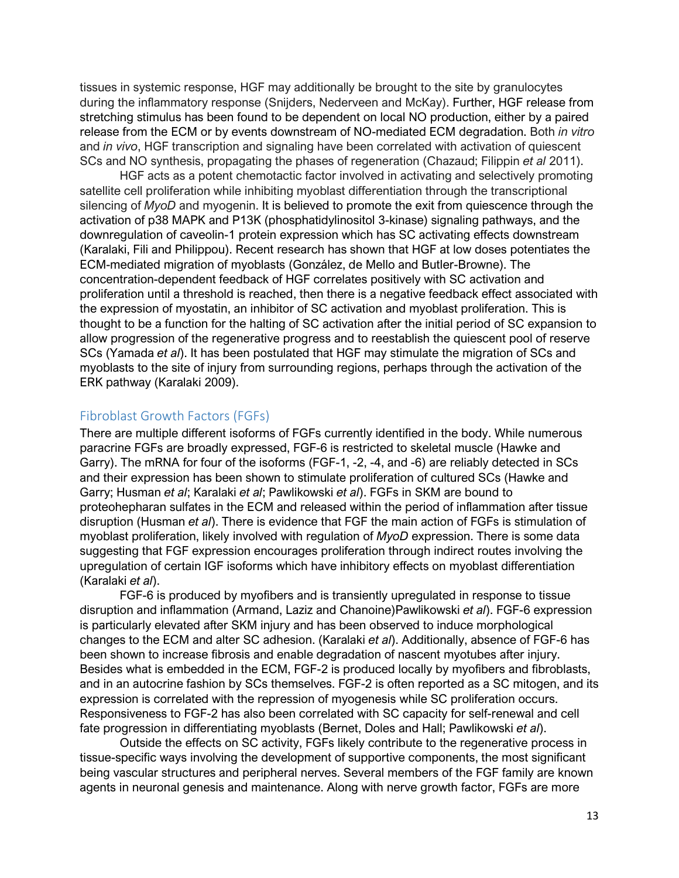tissues in systemic response, HGF may additionally be brought to the site by granulocytes during the inflammatory response (Snijders, Nederveen and McKay). Further, HGF release from stretching stimulus has been found to be dependent on local NO production, either by a paired release from the ECM or by events downstream of NO-mediated ECM degradation. Both *in vitro* and *in vivo*, HGF transcription and signaling have been correlated with activation of quiescent SCs and NO synthesis, propagating the phases of regeneration (Chazaud; Filippin *et al* 2011).

HGF acts as a potent chemotactic factor involved in activating and selectively promoting satellite cell proliferation while inhibiting myoblast differentiation through the transcriptional silencing of *MyoD* and myogenin. It is believed to promote the exit from quiescence through the activation of p38 MAPK and P13K (phosphatidylinositol 3-kinase) signaling pathways, and the downregulation of caveolin-1 protein expression which has SC activating effects downstream (Karalaki, Fili and Philippou). Recent research has shown that HGF at low doses potentiates the ECM-mediated migration of myoblasts (González, de Mello and Butler-Browne). The concentration-dependent feedback of HGF correlates positively with SC activation and proliferation until a threshold is reached, then there is a negative feedback effect associated with the expression of myostatin, an inhibitor of SC activation and myoblast proliferation. This is thought to be a function for the halting of SC activation after the initial period of SC expansion to allow progression of the regenerative progress and to reestablish the quiescent pool of reserve SCs (Yamada *et al*). It has been postulated that HGF may stimulate the migration of SCs and myoblasts to the site of injury from surrounding regions, perhaps through the activation of the ERK pathway (Karalaki 2009).

## Fibroblast Growth Factors (FGFs)

There are multiple different isoforms of FGFs currently identified in the body. While numerous paracrine FGFs are broadly expressed, FGF-6 is restricted to skeletal muscle (Hawke and Garry). The mRNA for four of the isoforms (FGF-1, -2, -4, and -6) are reliably detected in SCs and their expression has been shown to stimulate proliferation of cultured SCs (Hawke and Garry; Husman *et al*; Karalaki *et al*; Pawlikowski *et al*). FGFs in SKM are bound to proteohepharan sulfates in the ECM and released within the period of inflammation after tissue disruption (Husman *et al*). There is evidence that FGF the main action of FGFs is stimulation of myoblast proliferation, likely involved with regulation of *MyoD* expression. There is some data suggesting that FGF expression encourages proliferation through indirect routes involving the upregulation of certain IGF isoforms which have inhibitory effects on myoblast differentiation (Karalaki *et al*).

FGF-6 is produced by myofibers and is transiently upregulated in response to tissue disruption and inflammation (Armand, Laziz and Chanoine)Pawlikowski *et al*). FGF-6 expression is particularly elevated after SKM injury and has been observed to induce morphological changes to the ECM and alter SC adhesion. (Karalaki *et al*). Additionally, absence of FGF-6 has been shown to increase fibrosis and enable degradation of nascent myotubes after injury. Besides what is embedded in the ECM, FGF-2 is produced locally by myofibers and fibroblasts, and in an autocrine fashion by SCs themselves. FGF-2 is often reported as a SC mitogen, and its expression is correlated with the repression of myogenesis while SC proliferation occurs. Responsiveness to FGF-2 has also been correlated with SC capacity for self-renewal and cell fate progression in differentiating myoblasts (Bernet, Doles and Hall; Pawlikowski *et al*).

Outside the effects on SC activity, FGFs likely contribute to the regenerative process in tissue-specific ways involving the development of supportive components, the most significant being vascular structures and peripheral nerves. Several members of the FGF family are known agents in neuronal genesis and maintenance. Along with nerve growth factor, FGFs are more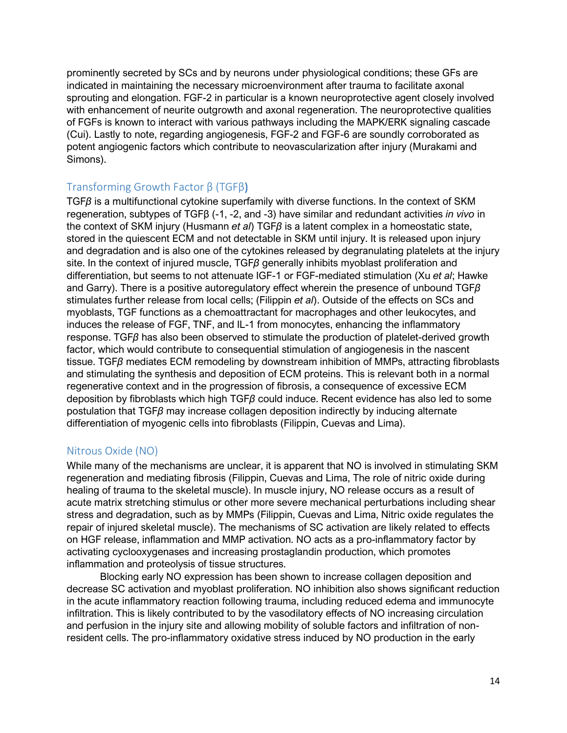prominently secreted by SCs and by neurons under physiological conditions; these GFs are indicated in maintaining the necessary microenvironment after trauma to facilitate axonal sprouting and elongation. FGF-2 in particular is a known neuroprotective agent closely involved with enhancement of neurite outgrowth and axonal regeneration. The neuroprotective qualities of FGFs is known to interact with various pathways including the MAPK/ERK signaling cascade (Cui). Lastly to note, regarding angiogenesis, FGF-2 and FGF-6 are soundly corroborated as potent angiogenic factors which contribute to neovascularization after injury (Murakami and Simons).

## Transforming Growth Factor β (TGFβ)

TGF*β* is a multifunctional cytokine superfamily with diverse functions. In the context of SKM regeneration, subtypes of TGFβ (-1, -2, and -3) have similar and redundant activities *in vivo* in the context of SKM injury (Husmann *et al*) TGF*β* is a latent complex in a homeostatic state, stored in the quiescent ECM and not detectable in SKM until injury. It is released upon injury and degradation and is also one of the cytokines released by degranulating platelets at the injury site. In the context of injured muscle, TGF*β* generally inhibits myoblast proliferation and differentiation, but seems to not attenuate IGF-1 or FGF-mediated stimulation (Xu *et al*; Hawke and Garry). There is a positive autoregulatory effect wherein the presence of unbound TGF*β* stimulates further release from local cells; (Filippin *et al*). Outside of the effects on SCs and myoblasts, TGF functions as a chemoattractant for macrophages and other leukocytes, and induces the release of FGF, TNF, and IL-1 from monocytes, enhancing the inflammatory response. TGF*β* has also been observed to stimulate the production of platelet-derived growth factor, which would contribute to consequential stimulation of angiogenesis in the nascent tissue. TGF*β* mediates ECM remodeling by downstream inhibition of MMPs, attracting fibroblasts and stimulating the synthesis and deposition of ECM proteins. This is relevant both in a normal regenerative context and in the progression of fibrosis, a consequence of excessive ECM deposition by fibroblasts which high TGF*β* could induce. Recent evidence has also led to some postulation that TGF*β* may increase collagen deposition indirectly by inducing alternate differentiation of myogenic cells into fibroblasts (Filippin, Cuevas and Lima).

## Nitrous Oxide (NO)

While many of the mechanisms are unclear, it is apparent that NO is involved in stimulating SKM regeneration and mediating fibrosis (Filippin, Cuevas and Lima, The role of nitric oxide during healing of trauma to the skeletal muscle). In muscle injury, NO release occurs as a result of acute matrix stretching stimulus or other more severe mechanical perturbations including shear stress and degradation, such as by MMPs (Filippin, Cuevas and Lima, Nitric oxide regulates the repair of injured skeletal muscle). The mechanisms of SC activation are likely related to effects on HGF release, inflammation and MMP activation. NO acts as a pro-inflammatory factor by activating cyclooxygenases and increasing prostaglandin production, which promotes inflammation and proteolysis of tissue structures.

Blocking early NO expression has been shown to increase collagen deposition and decrease SC activation and myoblast proliferation. NO inhibition also shows significant reduction in the acute inflammatory reaction following trauma, including reduced edema and immunocyte infiltration. This is likely contributed to by the vasodilatory effects of NO increasing circulation and perfusion in the injury site and allowing mobility of soluble factors and infiltration of non-resident cells. The pro-inflammatory oxidative stress induced by NO production in the early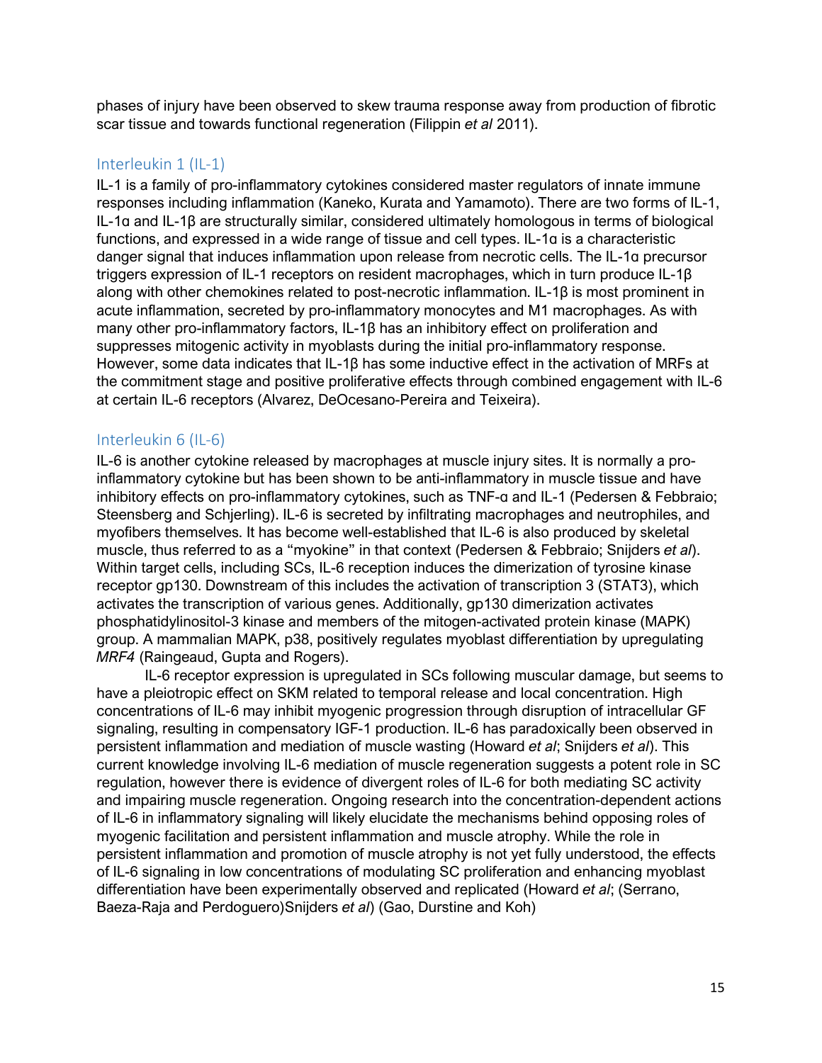phases of injury have been observed to skew trauma response away from production of fibrotic scar tissue and towards functional regeneration (Filippin *et al* 2011).

## Interleukin 1 (IL-1)

IL-1 is a family of pro-inflammatory cytokines considered master regulators of innate immune responses including inflammation (Kaneko, Kurata and Yamamoto). There are two forms of IL-1, IL-1α and IL-1β are structurally similar, considered ultimately homologous in terms of biological functions, and expressed in a wide range of tissue and cell types. IL-1α is a characteristic danger signal that induces inflammation upon release from necrotic cells. The IL-1α precursor triggers expression of IL-1 receptors on resident macrophages, which in turn produce IL-1β along with other chemokines related to post-necrotic inflammation. IL-1β is most prominent in acute inflammation, secreted by pro-inflammatory monocytes and M1 macrophages. As with many other pro-inflammatory factors, IL-1β has an inhibitory effect on proliferation and suppresses mitogenic activity in myoblasts during the initial pro-inflammatory response. However, some data indicates that IL-1β has some inductive effect in the activation of MRFs at the commitment stage and positive proliferative effects through combined engagement with IL-6 at certain IL-6 receptors (Alvarez, DeOcesano-Pereira and Teixeira).

## Interleukin 6 (IL-6)

IL-6 is another cytokine released by macrophages at muscle injury sites. It is normally a pro-inflammatory cytokine but has been shown to be anti-inflammatory in muscle tissue and have inhibitory effects on pro-inflammatory cytokines, such as TNF-α and IL-1 (Pedersen & Febbraio; Steensberg and Schjerling). IL-6 is secreted by infiltrating macrophages and neutrophiles, and myofibers themselves. It has become well-established that IL-6 is also produced by skeletal muscle, thus referred to as a "myokine" in that context (Pedersen & Febbraio; Snijders *et al*). Within target cells, including SCs, IL-6 reception induces the dimerization of tyrosine kinase receptor gp130. Downstream of this includes the activation of transcription 3 (STAT3), which activates the transcription of various genes. Additionally, gp130 dimerization activates phosphatidylinositol-3 kinase and members of the mitogen-activated protein kinase (MAPK) group. A mammalian MAPK, p38, positively regulates myoblast differentiation by upregulating *MRF4* (Raingeaud, Gupta and Rogers).

IL-6 receptor expression is upregulated in SCs following muscular damage, but seems to have a pleiotropic effect on SKM related to temporal release and local concentration. High concentrations of IL-6 may inhibit myogenic progression through disruption of intracellular GF signaling, resulting in compensatory IGF-1 production. IL-6 has paradoxically been observed in persistent inflammation and mediation of muscle wasting (Howard *et al*; Snijders *et al*). This current knowledge involving IL-6 mediation of muscle regeneration suggests a potent role in SC regulation, however there is evidence of divergent roles of IL-6 for both mediating SC activity and impairing muscle regeneration. Ongoing research into the concentration-dependent actions of IL-6 in inflammatory signaling will likely elucidate the mechanisms behind opposing roles of myogenic facilitation and persistent inflammation and muscle atrophy. While the role in persistent inflammation and promotion of muscle atrophy is not yet fully understood, the effects of IL-6 signaling in low concentrations of modulating SC proliferation and enhancing myoblast differentiation have been experimentally observed and replicated (Howard *et al*; (Serrano, Baeza-Raja and Perdoguero)Snijders *et al*) (Gao, Durstine and Koh)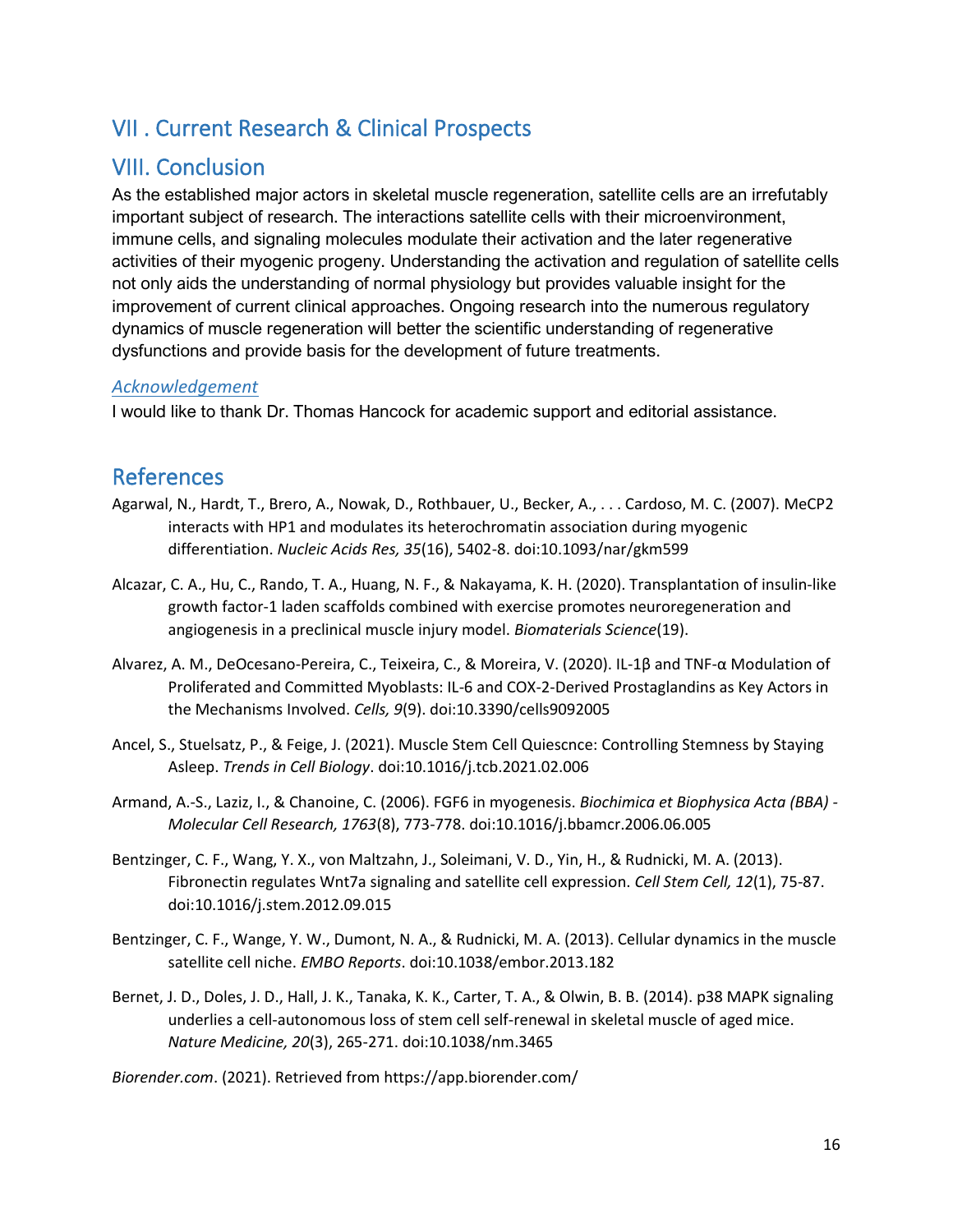## VII . Current Research & Clinical Prospects

## VIII. Conclusion

As the established major actors in skeletal muscle regeneration, satellite cells are an irrefutably important subject of research. The interactions satellite cells with their microenvironment, immune cells, and signaling molecules modulate their activation and the later regenerative activities of their myogenic progeny. Understanding the activation and regulation of satellite cells not only aids the understanding of normal physiology but provides valuable insight for the improvement of current clinical approaches. Ongoing research into the numerous regulatory dynamics of muscle regeneration will better the scientific understanding of regenerative dysfunctions and provide basis for the development of future treatments.

### *Acknowledgement*

I would like to thank Dr. Thomas Hancock for academic support and editorial assistance.

## References

Agarwal, N., Hardt, T., Brero, A., Nowak, D., Rothbauer, U., Becker, A., . . . Cardoso, M. C. (2007). MeCP2 interacts with HP1 and modulates its heterochromatin association during myogenic differentiation. *Nucleic Acids Res, 35*(16), 5402-8. doi:10.1093/nar/gkm599

Alcazar, C. A., Hu, C., Rando, T. A., Huang, N. F., & Nakayama, K. H. (2020). Transplantation of insulin-like growth factor-1 laden scaffolds combined with exercise promotes neuroregeneration and angiogenesis in a preclinical muscle injury model. *Biomaterials Science*(19).

Alvarez, A. M., DeOcesano-Pereira, C., Teixeira, C., & Moreira, V. (2020). IL-1β and TNF-α Modulation of Proliferated and Committed Myoblasts: IL-6 and COX-2-Derived Prostaglandins as Key Actors in the Mechanisms Involved. *Cells, 9*(9). doi:10.3390/cells9092005

Ancel, S., Stuelsatz, P., & Feige, J. (2021). Muscle Stem Cell Quiescnce: Controlling Stemness by Staying Asleep. *Trends in Cell Biology*. doi:10.1016/j.tcb.2021.02.006

Armand, A.-S., Laziz, I., & Chanoine, C. (2006). FGF6 in myogenesis. *Biochimica et Biophysica Acta (BBA) - Molecular Cell Research, 1763*(8), 773-778. doi:10.1016/j.bbamcr.2006.06.005

Bentzinger, C. F., Wang, Y. X., von Maltzahn, J., Soleimani, V. D., Yin, H., & Rudnicki, M. A. (2013). Fibronectin regulates Wnt7a signaling and satellite cell expression. *Cell Stem Cell, 12*(1), 75-87. doi:10.1016/j.stem.2012.09.015

Bentzinger, C. F., Wange, Y. W., Dumont, N. A., & Rudnicki, M. A. (2013). Cellular dynamics in the muscle satellite cell niche. *EMBO Reports*. doi:10.1038/embor.2013.182

Bernet, J. D., Doles, J. D., Hall, J. K., Tanaka, K. K., Carter, T. A., & Olwin, B. B. (2014). p38 MAPK signaling underlies a cell-autonomous loss of stem cell self-renewal in skeletal muscle of aged mice. *Nature Medicine, 20*(3), 265-271. doi:10.1038/nm.3465

*Biorender.com*. (2021). Retrieved from https://app.biorender.com/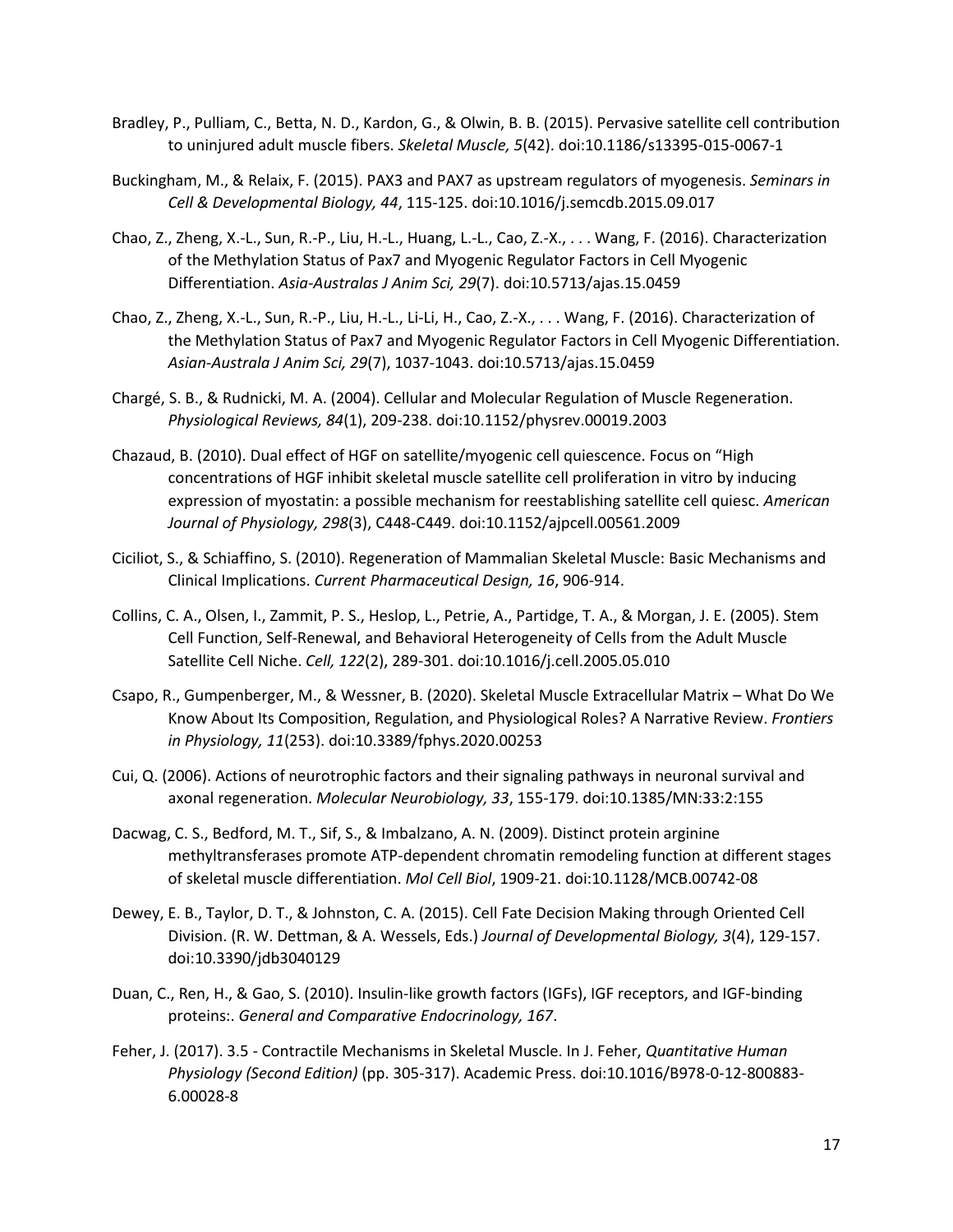Bradley, P., Pulliam, C., Betta, N. D., Kardon, G., & Olwin, B. B. (2015). Pervasive satellite cell contribution to uninjured adult muscle fibers. *Skeletal Muscle, 5*(42). doi:10.1186/s13395-015-0067-1

Buckingham, M., & Relaix, F. (2015). PAX3 and PAX7 as upstream regulators of myogenesis. *Seminars in Cell & Developmental Biology, 44*, 115-125. doi:10.1016/j.semcdb.2015.09.017

Chao, Z., Zheng, X.-L., Sun, R.-P., Liu, H.-L., Huang, L.-L., Cao, Z.-X., . . . Wang, F. (2016). Characterization of the Methylation Status of Pax7 and Myogenic Regulator Factors in Cell Myogenic Differentiation. *Asia-Australas J Anim Sci, 29*(7). doi:10.5713/ajas.15.0459

Chao, Z., Zheng, X.-L., Sun, R.-P., Liu, H.-L., Li-Li, H., Cao, Z.-X., . . . Wang, F. (2016). Characterization of the Methylation Status of Pax7 and Myogenic Regulator Factors in Cell Myogenic Differentiation. *Asian-Australa J Anim Sci, 29*(7), 1037-1043. doi:10.5713/ajas.15.0459

Chargé, S. B., & Rudnicki, M. A. (2004). Cellular and Molecular Regulation of Muscle Regeneration. *Physiological Reviews, 84*(1), 209-238. doi:10.1152/physrev.00019.2003

Chazaud, B. (2010). Dual effect of HGF on satellite/myogenic cell quiescence. Focus on "High concentrations of HGF inhibit skeletal muscle satellite cell proliferation in vitro by inducing expression of myostatin: a possible mechanism for reestablishing satellite cell quiesc. *American Journal of Physiology, 298*(3), C448-C449. doi:10.1152/ajpcell.00561.2009

Ciciliot, S., & Schiaffino, S. (2010). Regeneration of Mammalian Skeletal Muscle: Basic Mechanisms and Clinical Implications. *Current Pharmaceutical Design, 16*, 906-914.

Collins, C. A., Olsen, I., Zammit, P. S., Heslop, L., Petrie, A., Partidge, T. A., & Morgan, J. E. (2005). Stem Cell Function, Self-Renewal, and Behavioral Heterogeneity of Cells from the Adult Muscle Satellite Cell Niche. *Cell, 122*(2), 289-301. doi:10.1016/j.cell.2005.05.010

Csapo, R., Gumpenberger, M., & Wessner, B. (2020). Skeletal Muscle Extracellular Matrix – What Do We Know About Its Composition, Regulation, and Physiological Roles? A Narrative Review. *Frontiers in Physiology, 11*(253). doi:10.3389/fphys.2020.00253

Cui, Q. (2006). Actions of neurotrophic factors and their signaling pathways in neuronal survival and axonal regeneration. *Molecular Neurobiology, 33*, 155-179. doi:10.1385/MN:33:2:155

Dacwag, C. S., Bedford, M. T., Sif, S., & Imbalzano, A. N. (2009). Distinct protein arginine methyltransferases promote ATP-dependent chromatin remodeling function at different stages of skeletal muscle differentiation. *Mol Cell Biol*, 1909-21. doi:10.1128/MCB.00742-08

Dewey, E. B., Taylor, D. T., & Johnston, C. A. (2015). Cell Fate Decision Making through Oriented Cell Division. (R. W. Dettman, & A. Wessels, Eds.) *Journal of Developmental Biology, 3*(4), 129-157. doi:10.3390/jdb3040129

Duan, C., Ren, H., & Gao, S. (2010). Insulin-like growth factors (IGFs), IGF receptors, and IGF-binding proteins:. *General and Comparative Endocrinology, 167*.

Feher, J. (2017). 3.5 - Contractile Mechanisms in Skeletal Muscle. In J. Feher, *Quantitative Human Physiology (Second Edition)* (pp. 305-317). Academic Press. doi:10.1016/B978-0-12-800883-6.00028-8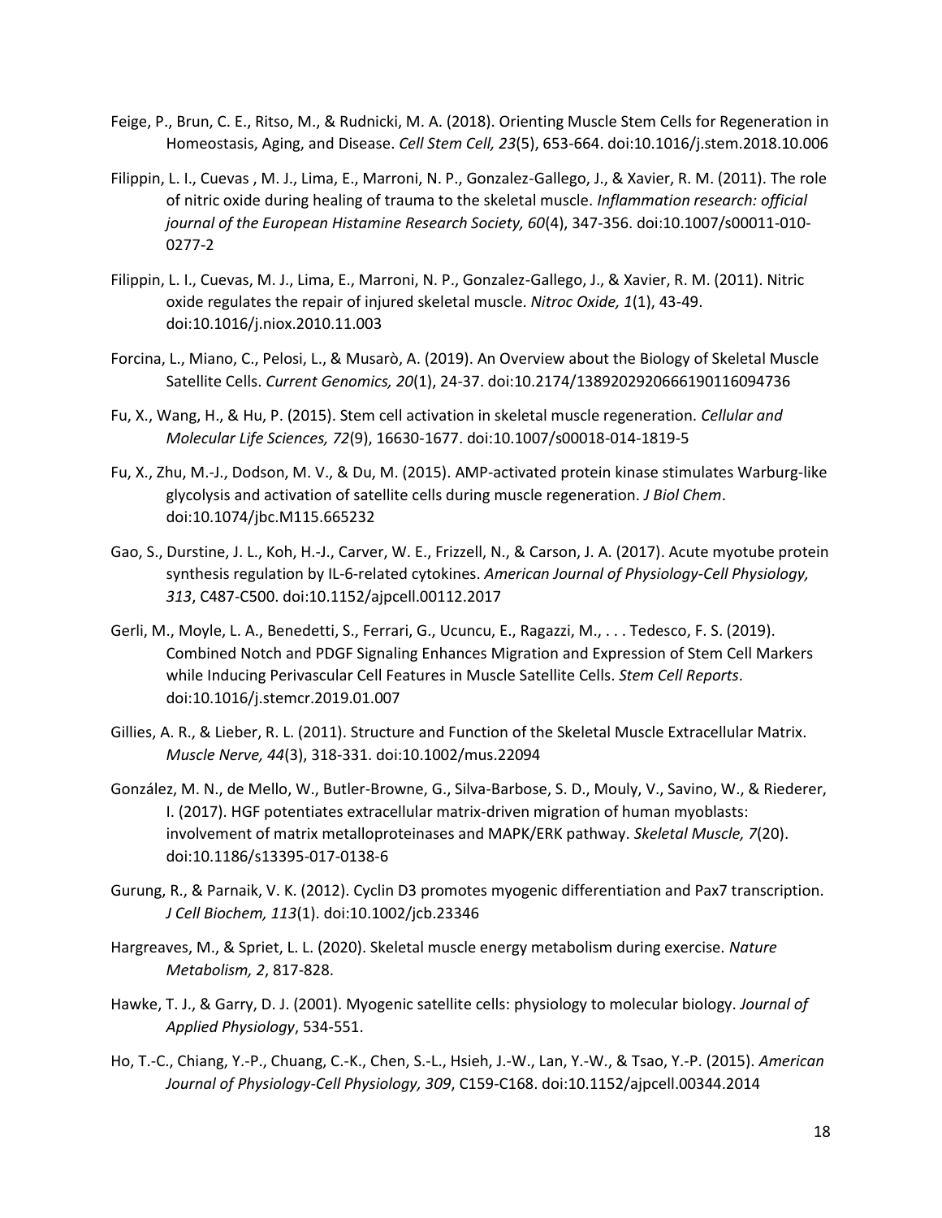Feige, P., Brun, C. E., Ritso, M., & Rudnicki, M. A. (2018). Orienting Muscle Stem Cells for Regeneration in Homeostasis, Aging, and Disease. *Cell Stem Cell, 23*(5), 653-664. doi:10.1016/j.stem.2018.10.006

Filippin, L. I., Cuevas , M. J., Lima, E., Marroni, N. P., Gonzalez-Gallego, J., & Xavier, R. M. (2011). The role of nitric oxide during healing of trauma to the skeletal muscle. *Inflammation research: official journal of the European Histamine Research Society, 60*(4), 347-356. doi:10.1007/s00011-010-0277-2

Filippin, L. I., Cuevas, M. J., Lima, E., Marroni, N. P., Gonzalez-Gallego, J., & Xavier, R. M. (2011). Nitric oxide regulates the repair of injured skeletal muscle. *Nitroc Oxide, 1*(1), 43-49. doi:10.1016/j.niox.2010.11.003

Forcina, L., Miano, C., Pelosi, L., & Musarò, A. (2019). An Overview about the Biology of Skeletal Muscle Satellite Cells. *Current Genomics, 20*(1), 24-37. doi:10.2174/1389202920666190116094736

Fu, X., Wang, H., & Hu, P. (2015). Stem cell activation in skeletal muscle regeneration. *Cellular and Molecular Life Sciences, 72*(9), 16630-1677. doi:10.1007/s00018-014-1819-5

Fu, X., Zhu, M.-J., Dodson, M. V., & Du, M. (2015). AMP-activated protein kinase stimulates Warburg-like glycolysis and activation of satellite cells during muscle regeneration. *J Biol Chem*. doi:10.1074/jbc.M115.665232

Gao, S., Durstine, J. L., Koh, H.-J., Carver, W. E., Frizzell, N., & Carson, J. A. (2017). Acute myotube protein synthesis regulation by IL-6-related cytokines. *American Journal of Physiology-Cell Physiology, 313*, C487-C500. doi:10.1152/ajpcell.00112.2017

Gerli, M., Moyle, L. A., Benedetti, S., Ferrari, G., Ucuncu, E., Ragazzi, M., . . . Tedesco, F. S. (2019). Combined Notch and PDGF Signaling Enhances Migration and Expression of Stem Cell Markers while Inducing Perivascular Cell Features in Muscle Satellite Cells. *Stem Cell Reports*. doi:10.1016/j.stemcr.2019.01.007

Gillies, A. R., & Lieber, R. L. (2011). Structure and Function of the Skeletal Muscle Extracellular Matrix. *Muscle Nerve, 44*(3), 318-331. doi:10.1002/mus.22094

González, M. N., de Mello, W., Butler-Browne, G., Silva-Barbose, S. D., Mouly, V., Savino, W., & Riederer, I. (2017). HGF potentiates extracellular matrix-driven migration of human myoblasts: involvement of matrix metalloproteinases and MAPK/ERK pathway. *Skeletal Muscle, 7*(20). doi:10.1186/s13395-017-0138-6

Gurung, R., & Parnaik, V. K. (2012). Cyclin D3 promotes myogenic differentiation and Pax7 transcription. *J Cell Biochem, 113*(1). doi:10.1002/jcb.23346

Hargreaves, M., & Spriet, L. L. (2020). Skeletal muscle energy metabolism during exercise. *Nature Metabolism, 2*, 817-828.

Hawke, T. J., & Garry, D. J. (2001). Myogenic satellite cells: physiology to molecular biology. *Journal of Applied Physiology*, 534-551.

Ho, T.-C., Chiang, Y.-P., Chuang, C.-K., Chen, S.-L., Hsieh, J.-W., Lan, Y.-W., & Tsao, Y.-P. (2015). *American Journal of Physiology-Cell Physiology, 309*, C159-C168. doi:10.1152/ajpcell.00344.2014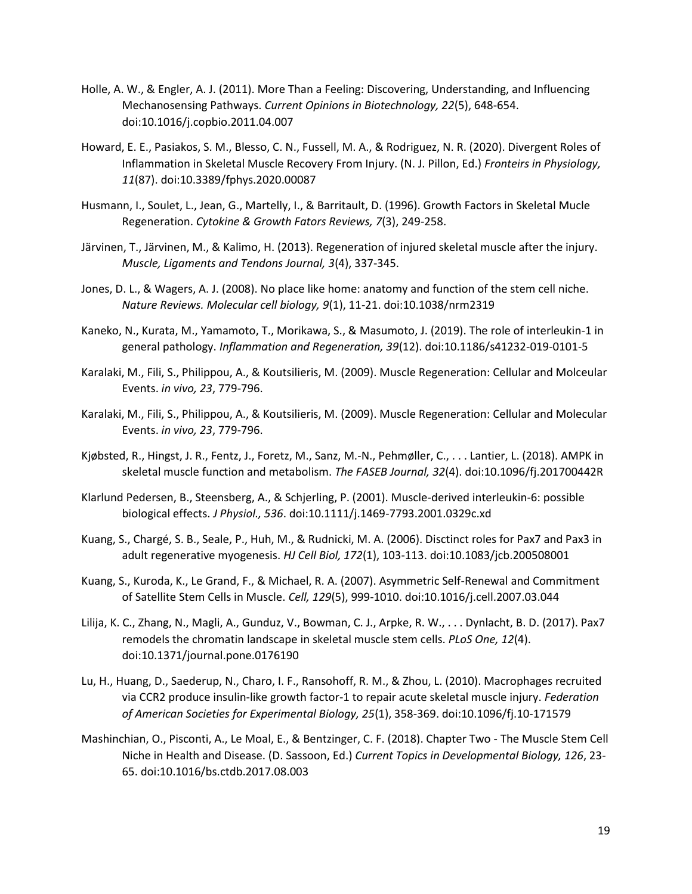Holle, A. W., & Engler, A. J. (2011). More Than a Feeling: Discovering, Understanding, and Influencing Mechanosensing Pathways. *Current Opinions in Biotechnology, 22*(5), 648-654. doi:10.1016/j.copbio.2011.04.007

Howard, E. E., Pasiakos, S. M., Blesso, C. N., Fussell, M. A., & Rodriguez, N. R. (2020). Divergent Roles of Inflammation in Skeletal Muscle Recovery From Injury. (N. J. Pillon, Ed.) *Fronteirs in Physiology, 11*(87). doi:10.3389/fphys.2020.00087

Husmann, I., Soulet, L., Jean, G., Martelly, I., & Barritault, D. (1996). Growth Factors in Skeletal Mucle Regeneration. *Cytokine & Growth Fators Reviews, 7*(3), 249-258.

Järvinen, T., Järvinen, M., & Kalimo, H. (2013). Regeneration of injured skeletal muscle after the injury. *Muscle, Ligaments and Tendons Journal, 3*(4), 337-345.

Jones, D. L., & Wagers, A. J. (2008). No place like home: anatomy and function of the stem cell niche. *Nature Reviews. Molecular cell biology, 9*(1), 11-21. doi:10.1038/nrm2319

Kaneko, N., Kurata, M., Yamamoto, T., Morikawa, S., & Masumoto, J. (2019). The role of interleukin-1 in general pathology. *Inflammation and Regeneration, 39*(12). doi:10.1186/s41232-019-0101-5

Karalaki, M., Fili, S., Philippou, A., & Koutsilieris, M. (2009). Muscle Regeneration: Cellular and Molceular Events. *in vivo, 23*, 779-796.

Karalaki, M., Fili, S., Philippou, A., & Koutsilieris, M. (2009). Muscle Regeneration: Cellular and Molecular Events. *in vivo, 23*, 779-796.

Kjøbsted, R., Hingst, J. R., Fentz, J., Foretz, M., Sanz, M.-N., Pehmøller, C., . . . Lantier, L. (2018). AMPK in skeletal muscle function and metabolism. *The FASEB Journal, 32*(4). doi:10.1096/fj.201700442R

Klarlund Pedersen, B., Steensberg, A., & Schjerling, P. (2001). Muscle-derived interleukin-6: possible biological effects. *J Physiol., 536*. doi:10.1111/j.1469-7793.2001.0329c.xd

Kuang, S., Chargé, S. B., Seale, P., Huh, M., & Rudnicki, M. A. (2006). Disctinct roles for Pax7 and Pax3 in adult regenerative myogenesis. *HJ Cell Biol, 172*(1), 103-113. doi:10.1083/jcb.200508001

Kuang, S., Kuroda, K., Le Grand, F., & Michael, R. A. (2007). Asymmetric Self-Renewal and Commitment of Satellite Stem Cells in Muscle. *Cell, 129*(5), 999-1010. doi:10.1016/j.cell.2007.03.044

Lilija, K. C., Zhang, N., Magli, A., Gunduz, V., Bowman, C. J., Arpke, R. W., . . . Dynlacht, B. D. (2017). Pax7 remodels the chromatin landscape in skeletal muscle stem cells. *PLoS One, 12*(4). doi:10.1371/journal.pone.0176190

Lu, H., Huang, D., Saederup, N., Charo, I. F., Ransohoff, R. M., & Zhou, L. (2010). Macrophages recruited via CCR2 produce insulin-like growth factor-1 to repair acute skeletal muscle injury. *Federation of American Societies for Experimental Biology, 25*(1), 358-369. doi:10.1096/fj.10-171579

Mashinchian, O., Pisconti, A., Le Moal, E., & Bentzinger, C. F. (2018). Chapter Two - The Muscle Stem Cell Niche in Health and Disease. (D. Sassoon, Ed.) *Current Topics in Developmental Biology, 126*, 23-65. doi:10.1016/bs.ctdb.2017.08.003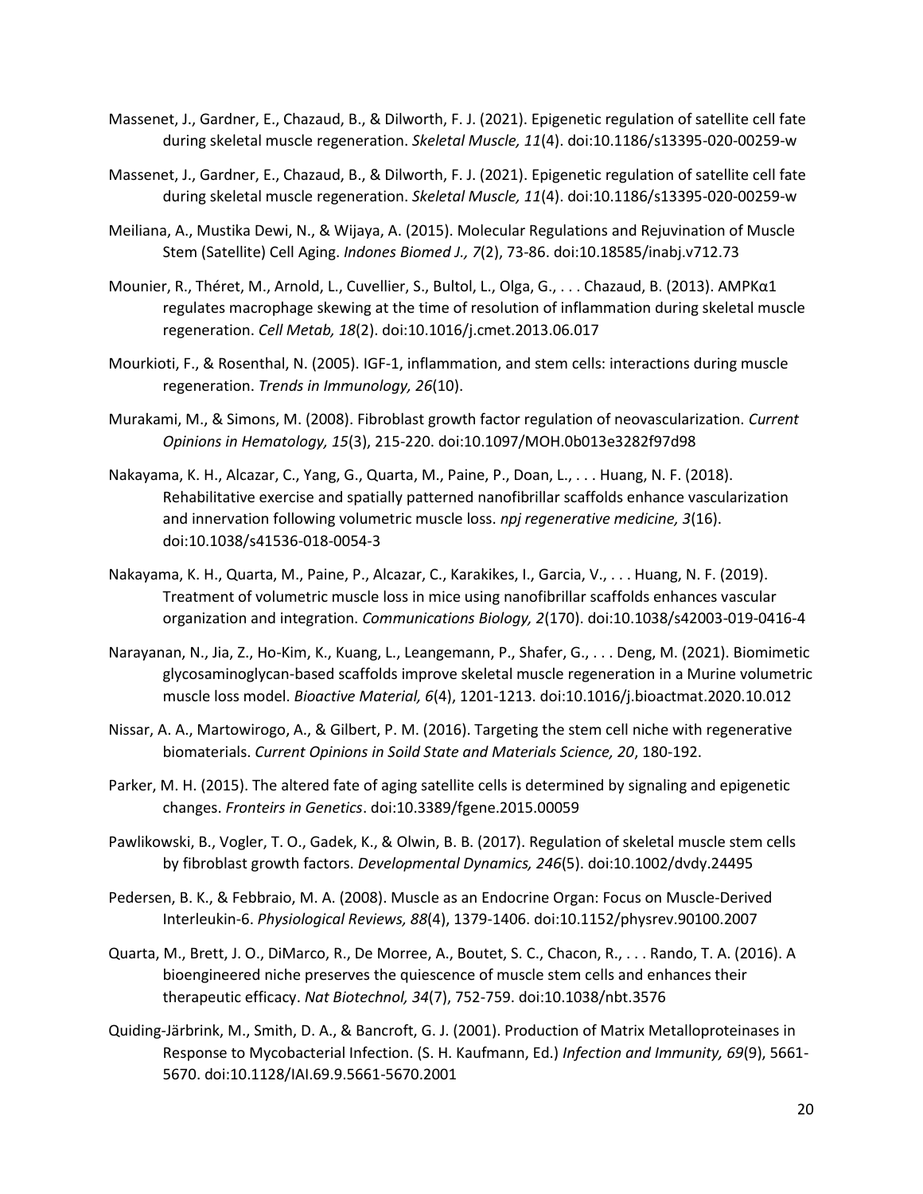Massenet, J., Gardner, E., Chazaud, B., & Dilworth, F. J. (2021). Epigenetic regulation of satellite cell fate during skeletal muscle regeneration. *Skeletal Muscle, 11*(4). doi:10.1186/s13395-020-00259-w

Massenet, J., Gardner, E., Chazaud, B., & Dilworth, F. J. (2021). Epigenetic regulation of satellite cell fate during skeletal muscle regeneration. *Skeletal Muscle, 11*(4). doi:10.1186/s13395-020-00259-w

Meiliana, A., Mustika Dewi, N., & Wijaya, A. (2015). Molecular Regulations and Rejuvination of Muscle Stem (Satellite) Cell Aging. *Indones Biomed J., 7*(2), 73-86. doi:10.18585/inabj.v712.73

Mounier, R., Théret, M., Arnold, L., Cuvellier, S., Bultol, L., Olga, G., . . . Chazaud, B. (2013). AMPKα1 regulates macrophage skewing at the time of resolution of inflammation during skeletal muscle regeneration. *Cell Metab, 18*(2). doi:10.1016/j.cmet.2013.06.017

Mourkioti, F., & Rosenthal, N. (2005). IGF-1, inflammation, and stem cells: interactions during muscle regeneration. *Trends in Immunology, 26*(10).

Murakami, M., & Simons, M. (2008). Fibroblast growth factor regulation of neovascularization. *Current Opinions in Hematology, 15*(3), 215-220. doi:10.1097/MOH.0b013e3282f97d98

Nakayama, K. H., Alcazar, C., Yang, G., Quarta, M., Paine, P., Doan, L., . . . Huang, N. F. (2018). Rehabilitative exercise and spatially patterned nanofibrillar scaffolds enhance vascularization and innervation following volumetric muscle loss. *npj regenerative medicine, 3*(16). doi:10.1038/s41536-018-0054-3

Nakayama, K. H., Quarta, M., Paine, P., Alcazar, C., Karakikes, I., Garcia, V., . . . Huang, N. F. (2019). Treatment of volumetric muscle loss in mice using nanofibrillar scaffolds enhances vascular organization and integration. *Communications Biology, 2*(170). doi:10.1038/s42003-019-0416-4

Narayanan, N., Jia, Z., Ho-Kim, K., Kuang, L., Leangemann, P., Shafer, G., . . . Deng, M. (2021). Biomimetic glycosaminoglycan-based scaffolds improve skeletal muscle regeneration in a Murine volumetric muscle loss model. *Bioactive Material, 6*(4), 1201-1213. doi:10.1016/j.bioactmat.2020.10.012

Nissar, A. A., Martowirogo, A., & Gilbert, P. M. (2016). Targeting the stem cell niche with regenerative biomaterials. *Current Opinions in Soild State and Materials Science, 20*, 180-192.

Parker, M. H. (2015). The altered fate of aging satellite cells is determined by signaling and epigenetic changes. *Fronteirs in Genetics*. doi:10.3389/fgene.2015.00059

Pawlikowski, B., Vogler, T. O., Gadek, K., & Olwin, B. B. (2017). Regulation of skeletal muscle stem cells by fibroblast growth factors. *Developmental Dynamics, 246*(5). doi:10.1002/dvdy.24495

Pedersen, B. K., & Febbraio, M. A. (2008). Muscle as an Endocrine Organ: Focus on Muscle-Derived Interleukin-6. *Physiological Reviews, 88*(4), 1379-1406. doi:10.1152/physrev.90100.2007

Quarta, M., Brett, J. O., DiMarco, R., De Morree, A., Boutet, S. C., Chacon, R., . . . Rando, T. A. (2016). A bioengineered niche preserves the quiescence of muscle stem cells and enhances their therapeutic efficacy. *Nat Biotechnol, 34*(7), 752-759. doi:10.1038/nbt.3576

Quiding-Järbrink, M., Smith, D. A., & Bancroft, G. J. (2001). Production of Matrix Metalloproteinases in Response to Mycobacterial Infection. (S. H. Kaufmann, Ed.) *Infection and Immunity, 69*(9), 5661-5670. doi:10.1128/IAI.69.9.5661-5670.2001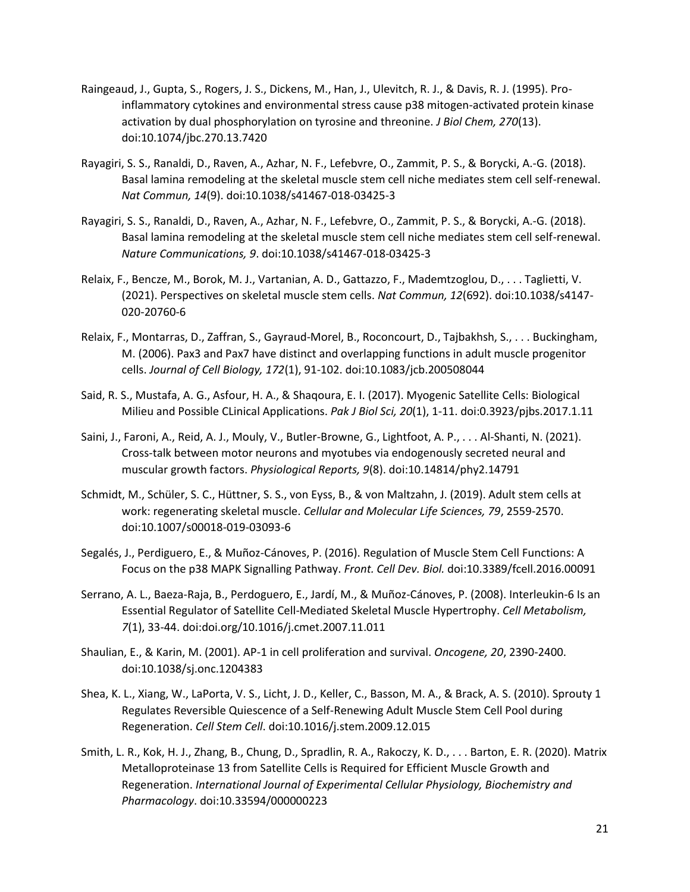Raingeaud, J., Gupta, S., Rogers, J. S., Dickens, M., Han, J., Ulevitch, R. J., & Davis, R. J. (1995). Pro-inflammatory cytokines and environmental stress cause p38 mitogen-activated protein kinase activation by dual phosphorylation on tyrosine and threonine. *J Biol Chem, 270*(13). doi:10.1074/jbc.270.13.7420

Rayagiri, S. S., Ranaldi, D., Raven, A., Azhar, N. F., Lefebvre, O., Zammit, P. S., & Borycki, A.-G. (2018). Basal lamina remodeling at the skeletal muscle stem cell niche mediates stem cell self-renewal. *Nat Commun, 14*(9). doi:10.1038/s41467-018-03425-3

Rayagiri, S. S., Ranaldi, D., Raven, A., Azhar, N. F., Lefebvre, O., Zammit, P. S., & Borycki, A.-G. (2018). Basal lamina remodeling at the skeletal muscle stem cell niche mediates stem cell self-renewal. *Nature Communications, 9*. doi:10.1038/s41467-018-03425-3

Relaix, F., Bencze, M., Borok, M. J., Vartanian, A. D., Gattazzo, F., Mademtzoglou, D., . . . Taglietti, V. (2021). Perspectives on skeletal muscle stem cells. *Nat Commun, 12*(692). doi:10.1038/s4147-020-20760-6

Relaix, F., Montarras, D., Zaffran, S., Gayraud-Morel, B., Roconcourt, D., Tajbakhsh, S., . . . Buckingham, M. (2006). Pax3 and Pax7 have distinct and overlapping functions in adult muscle progenitor cells. *Journal of Cell Biology, 172*(1), 91-102. doi:10.1083/jcb.200508044

Said, R. S., Mustafa, A. G., Asfour, H. A., & Shaqoura, E. I. (2017). Myogenic Satellite Cells: Biological Milieu and Possible CLinical Applications. *Pak J Biol Sci, 20*(1), 1-11. doi:0.3923/pjbs.2017.1.11

Saini, J., Faroni, A., Reid, A. J., Mouly, V., Butler-Browne, G., Lightfoot, A. P., . . . Al-Shanti, N. (2021). Cross-talk between motor neurons and myotubes via endogenously secreted neural and muscular growth factors. *Physiological Reports, 9*(8). doi:10.14814/phy2.14791

Schmidt, M., Schüler, S. C., Hüttner, S. S., von Eyss, B., & von Maltzahn, J. (2019). Adult stem cells at work: regenerating skeletal muscle. *Cellular and Molecular Life Sciences, 79*, 2559-2570. doi:10.1007/s00018-019-03093-6

Segalés, J., Perdiguero, E., & Muñoz-Cánoves, P. (2016). Regulation of Muscle Stem Cell Functions: A Focus on the p38 MAPK Signalling Pathway. *Front. Cell Dev. Biol.* doi:10.3389/fcell.2016.00091

Serrano, A. L., Baeza-Raja, B., Perdoguero, E., Jardí, M., & Muñoz-Cánoves, P. (2008). Interleukin-6 Is an Essential Regulator of Satellite Cell-Mediated Skeletal Muscle Hypertrophy. *Cell Metabolism, 7*(1), 33-44. doi:doi.org/10.1016/j.cmet.2007.11.011

Shaulian, E., & Karin, M. (2001). AP-1 in cell proliferation and survival. *Oncogene, 20*, 2390-2400. doi:10.1038/sj.onc.1204383

Shea, K. L., Xiang, W., LaPorta, V. S., Licht, J. D., Keller, C., Basson, M. A., & Brack, A. S. (2010). Sprouty 1 Regulates Reversible Quiescence of a Self-Renewing Adult Muscle Stem Cell Pool during Regeneration. *Cell Stem Cell*. doi:10.1016/j.stem.2009.12.015

Smith, L. R., Kok, H. J., Zhang, B., Chung, D., Spradlin, R. A., Rakoczy, K. D., . . . Barton, E. R. (2020). Matrix Metalloproteinase 13 from Satellite Cells is Required for Efficient Muscle Growth and Regeneration. *International Journal of Experimental Cellular Physiology, Biochemistry and Pharmacology*. doi:10.33594/000000223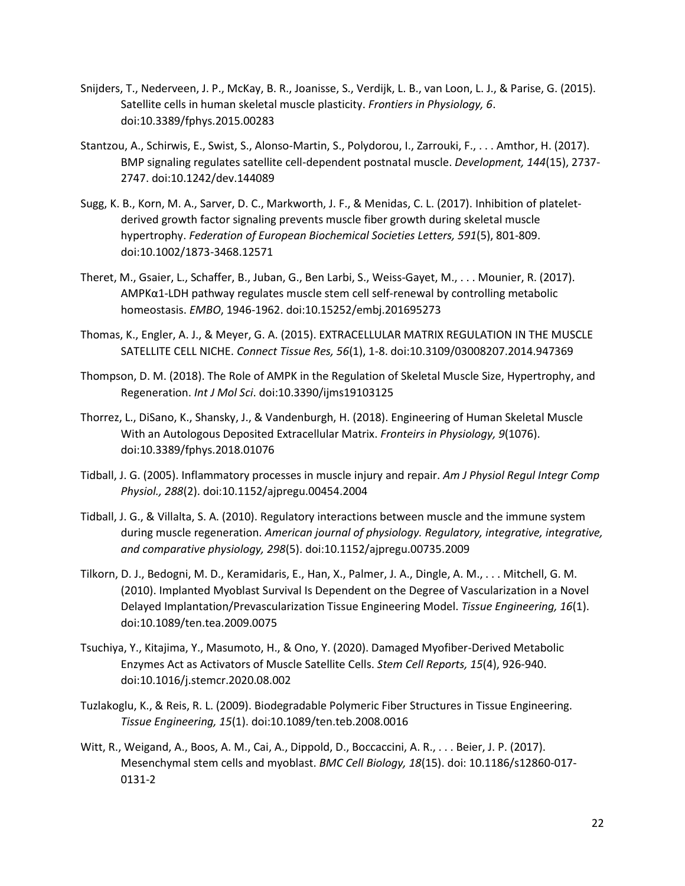Snijders, T., Nederveen, J. P., McKay, B. R., Joanisse, S., Verdijk, L. B., van Loon, L. J., & Parise, G. (2015). Satellite cells in human skeletal muscle plasticity. *Frontiers in Physiology, 6*. doi:10.3389/fphys.2015.00283

Stantzou, A., Schirwis, E., Swist, S., Alonso-Martin, S., Polydorou, I., Zarrouki, F., . . . Amthor, H. (2017). BMP signaling regulates satellite cell-dependent postnatal muscle. *Development, 144*(15), 2737-2747. doi:10.1242/dev.144089

Sugg, K. B., Korn, M. A., Sarver, D. C., Markworth, J. F., & Menidas, C. L. (2017). Inhibition of platelet-derived growth factor signaling prevents muscle fiber growth during skeletal muscle hypertrophy. *Federation of European Biochemical Societies Letters, 591*(5), 801-809. doi:10.1002/1873-3468.12571

Theret, M., Gsaier, L., Schaffer, B., Juban, G., Ben Larbi, S., Weiss-Gayet, M., . . . Mounier, R. (2017). AMPKα1-LDH pathway regulates muscle stem cell self-renewal by controlling metabolic homeostasis. *EMBO*, 1946-1962. doi:10.15252/embj.201695273

Thomas, K., Engler, A. J., & Meyer, G. A. (2015). EXTRACELLULAR MATRIX REGULATION IN THE MUSCLE SATELLITE CELL NICHE. *Connect Tissue Res, 56*(1), 1-8. doi:10.3109/03008207.2014.947369

Thompson, D. M. (2018). The Role of AMPK in the Regulation of Skeletal Muscle Size, Hypertrophy, and Regeneration. *Int J Mol Sci*. doi:10.3390/ijms19103125

Thorrez, L., DiSano, K., Shansky, J., & Vandenburgh, H. (2018). Engineering of Human Skeletal Muscle With an Autologous Deposited Extracellular Matrix. *Fronteirs in Physiology, 9*(1076). doi:10.3389/fphys.2018.01076

Tidball, J. G. (2005). Inflammatory processes in muscle injury and repair. *Am J Physiol Regul Integr Comp Physiol., 288*(2). doi:10.1152/ajpregu.00454.2004

Tidball, J. G., & Villalta, S. A. (2010). Regulatory interactions between muscle and the immune system during muscle regeneration. *American journal of physiology. Regulatory, integrative, integrative, and comparative physiology, 298*(5). doi:10.1152/ajpregu.00735.2009

Tilkorn, D. J., Bedogni, M. D., Keramidaris, E., Han, X., Palmer, J. A., Dingle, A. M., . . . Mitchell, G. M. (2010). Implanted Myoblast Survival Is Dependent on the Degree of Vascularization in a Novel Delayed Implantation/Prevascularization Tissue Engineering Model. *Tissue Engineering, 16*(1). doi:10.1089/ten.tea.2009.0075

Tsuchiya, Y., Kitajima, Y., Masumoto, H., & Ono, Y. (2020). Damaged Myofiber-Derived Metabolic Enzymes Act as Activators of Muscle Satellite Cells. *Stem Cell Reports, 15*(4), 926-940. doi:10.1016/j.stemcr.2020.08.002

Tuzlakoglu, K., & Reis, R. L. (2009). Biodegradable Polymeric Fiber Structures in Tissue Engineering. *Tissue Engineering, 15*(1). doi:10.1089/ten.teb.2008.0016

Witt, R., Weigand, A., Boos, A. M., Cai, A., Dippold, D., Boccaccini, A. R., . . . Beier, J. P. (2017). Mesenchymal stem cells and myoblast. *BMC Cell Biology, 18*(15). doi: 10.1186/s12860-017-0131-2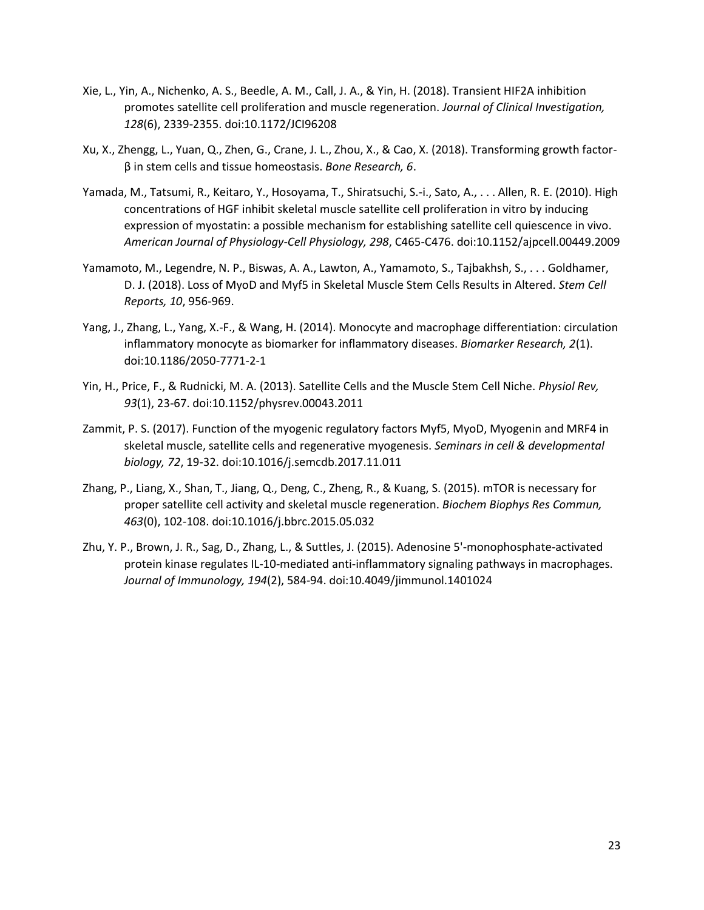Xie, L., Yin, A., Nichenko, A. S., Beedle, A. M., Call, J. A., & Yin, H. (2018). Transient HIF2A inhibition promotes satellite cell proliferation and muscle regeneration. *Journal of Clinical Investigation, 128*(6), 2339-2355. doi:10.1172/JCI96208

Xu, X., Zhengg, L., Yuan, Q., Zhen, G., Crane, J. L., Zhou, X., & Cao, X. (2018). Transforming growth factor-β in stem cells and tissue homeostasis. *Bone Research, 6*.

Yamada, M., Tatsumi, R., Keitaro, Y., Hosoyama, T., Shiratsuchi, S.-i., Sato, A., . . . Allen, R. E. (2010). High concentrations of HGF inhibit skeletal muscle satellite cell proliferation in vitro by inducing expression of myostatin: a possible mechanism for establishing satellite cell quiescence in vivo. *American Journal of Physiology-Cell Physiology, 298*, C465-C476. doi:10.1152/ajpcell.00449.2009

Yamamoto, M., Legendre, N. P., Biswas, A. A., Lawton, A., Yamamoto, S., Tajbakhsh, S., . . . Goldhamer, D. J. (2018). Loss of MyoD and Myf5 in Skeletal Muscle Stem Cells Results in Altered. *Stem Cell Reports, 10*, 956-969.

Yang, J., Zhang, L., Yang, X.-F., & Wang, H. (2014). Monocyte and macrophage differentiation: circulation inflammatory monocyte as biomarker for inflammatory diseases. *Biomarker Research, 2*(1). doi:10.1186/2050-7771-2-1

Yin, H., Price, F., & Rudnicki, M. A. (2013). Satellite Cells and the Muscle Stem Cell Niche. *Physiol Rev, 93*(1), 23-67. doi:10.1152/physrev.00043.2011

Zammit, P. S. (2017). Function of the myogenic regulatory factors Myf5, MyoD, Myogenin and MRF4 in skeletal muscle, satellite cells and regenerative myogenesis. *Seminars in cell & developmental biology, 72*, 19-32. doi:10.1016/j.semcdb.2017.11.011

Zhang, P., Liang, X., Shan, T., Jiang, Q., Deng, C., Zheng, R., & Kuang, S. (2015). mTOR is necessary for proper satellite cell activity and skeletal muscle regeneration. *Biochem Biophys Res Commun, 463*(0), 102-108. doi:10.1016/j.bbrc.2015.05.032

Zhu, Y. P., Brown, J. R., Sag, D., Zhang, L., & Suttles, J. (2015). Adenosine 5'-monophosphate-activated protein kinase regulates IL-10-mediated anti-inflammatory signaling pathways in macrophages. *Journal of Immunology, 194*(2), 584-94. doi:10.4049/jimmunol.1401024